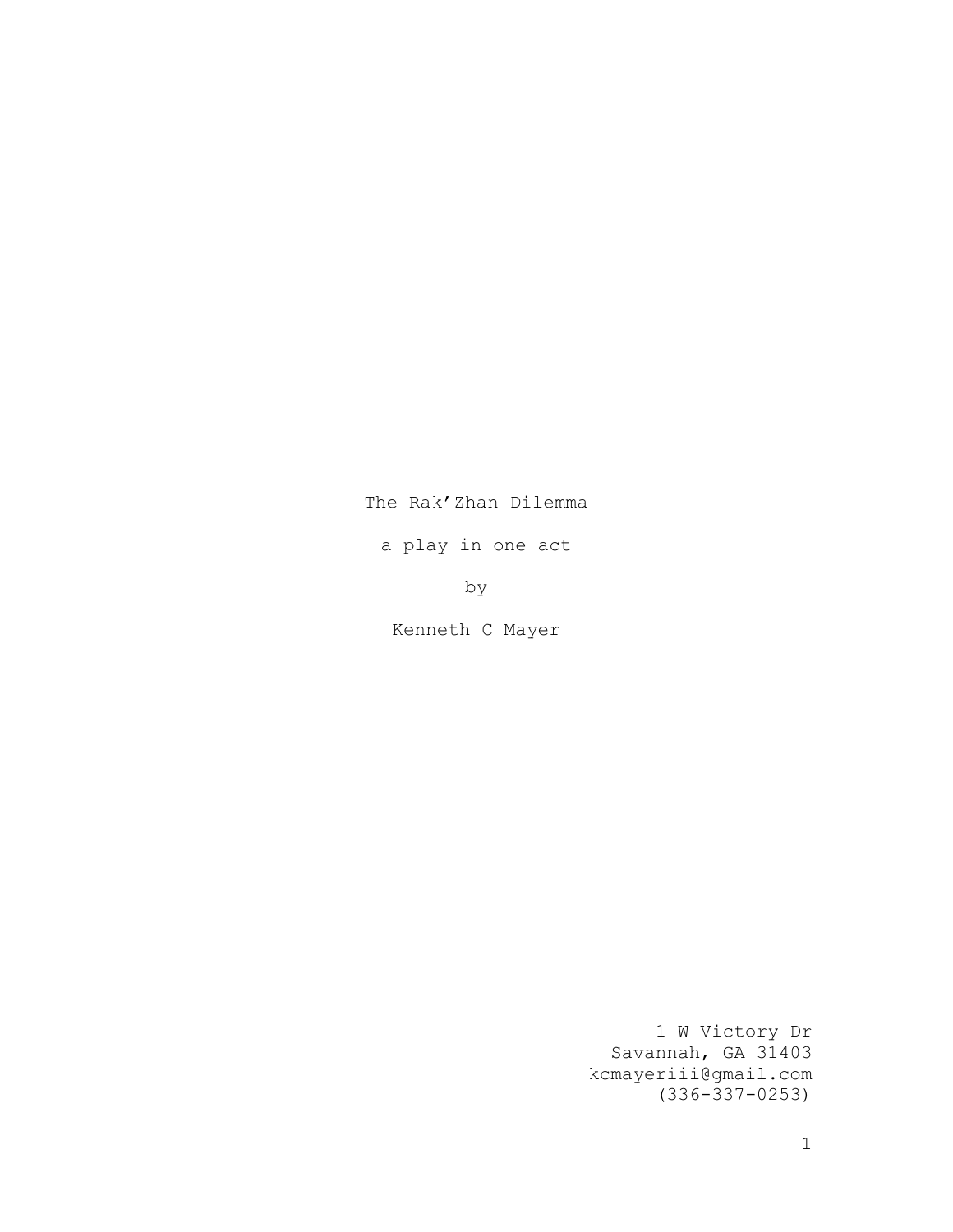<u>The Rak’Zhan Dilemma</u>

a play in one act

by

Kenneth C Mayer

1 W Victory Dr
Savannah, GA 31403
kcmayeriii@gmail.com
(336-337-0253)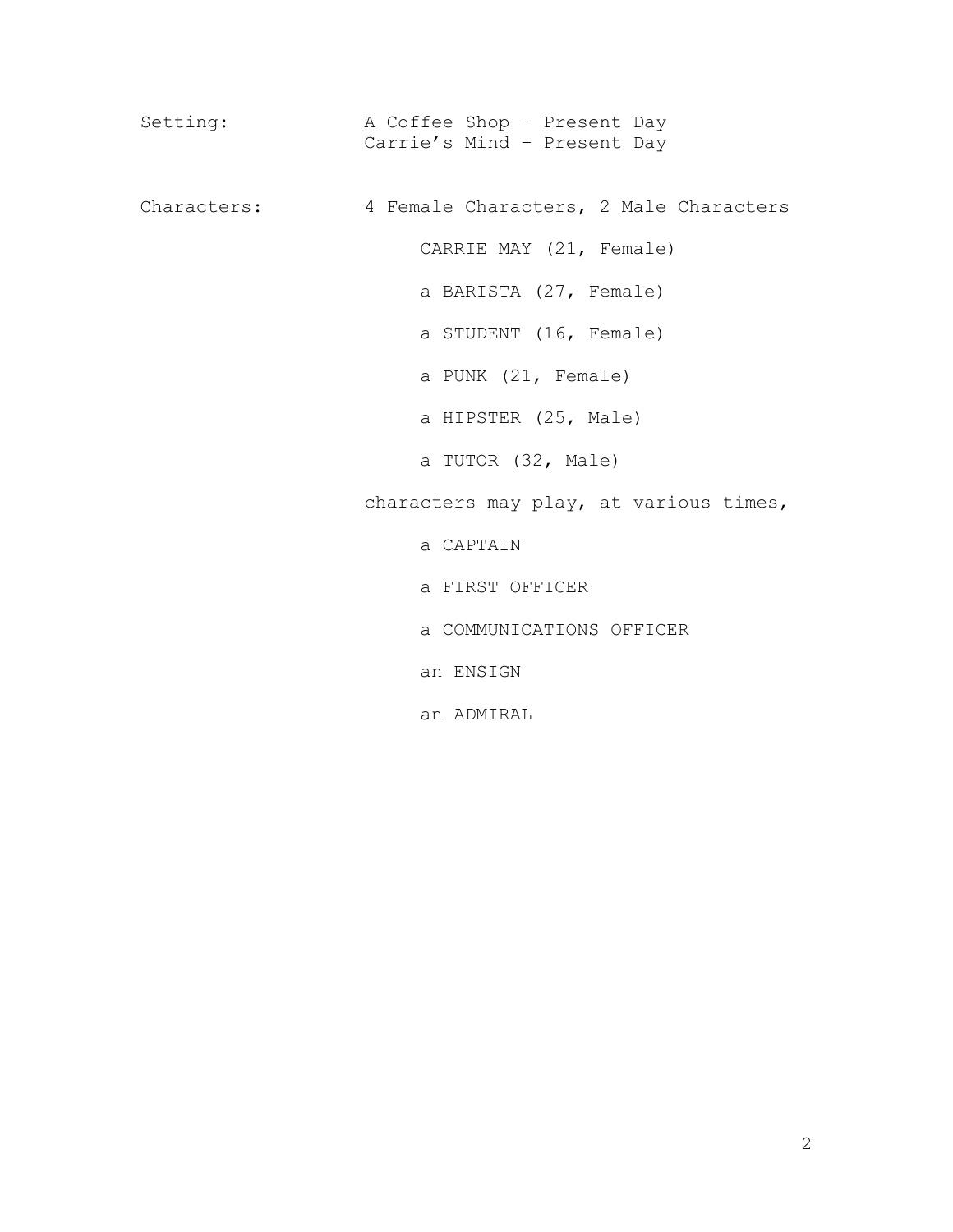Setting: A Coffee Shop – Present Day
Carrie's Mind – Present Day

Characters: 4 Female Characters, 2 Male Characters

CARRIE MAY (21, Female)

a BARISTA (27, Female)

a STUDENT (16, Female)

a PUNK (21, Female)

a HIPSTER (25, Male)

a TUTOR (32, Male)

characters may play, at various times,

a CAPTAIN

a FIRST OFFICER

a COMMUNICATIONS OFFICER

an ENSIGN

an ADMIRAL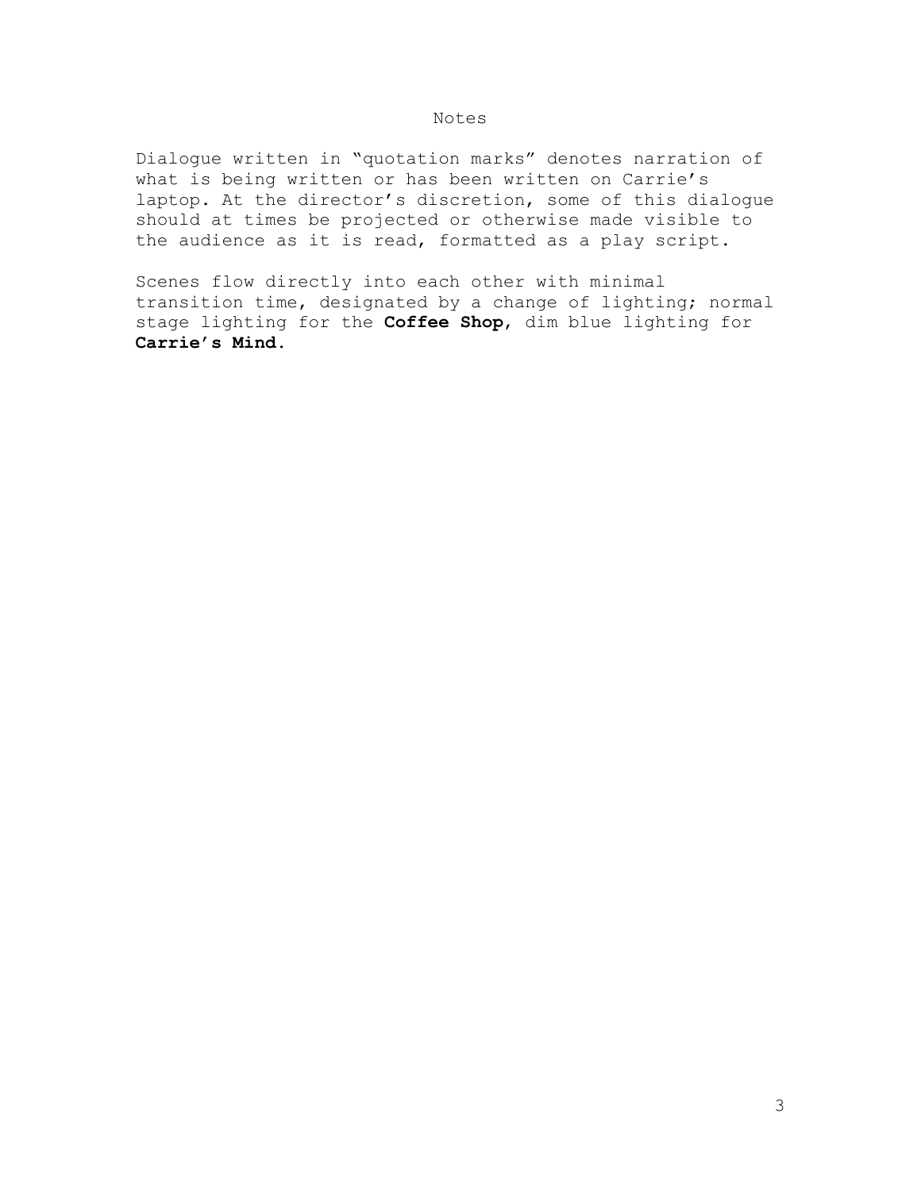# Notes

Dialogue written in “quotation marks” denotes narration of what is being written or has been written on Carrie’s laptop. At the director’s discretion, some of this dialogue should at times be projected or otherwise made visible to the audience as it is read, formatted as a play script.

Scenes flow directly into each other with minimal transition time, designated by a change of lighting; normal stage lighting for the **Coffee Shop**, dim blue lighting for **Carrie’s Mind.**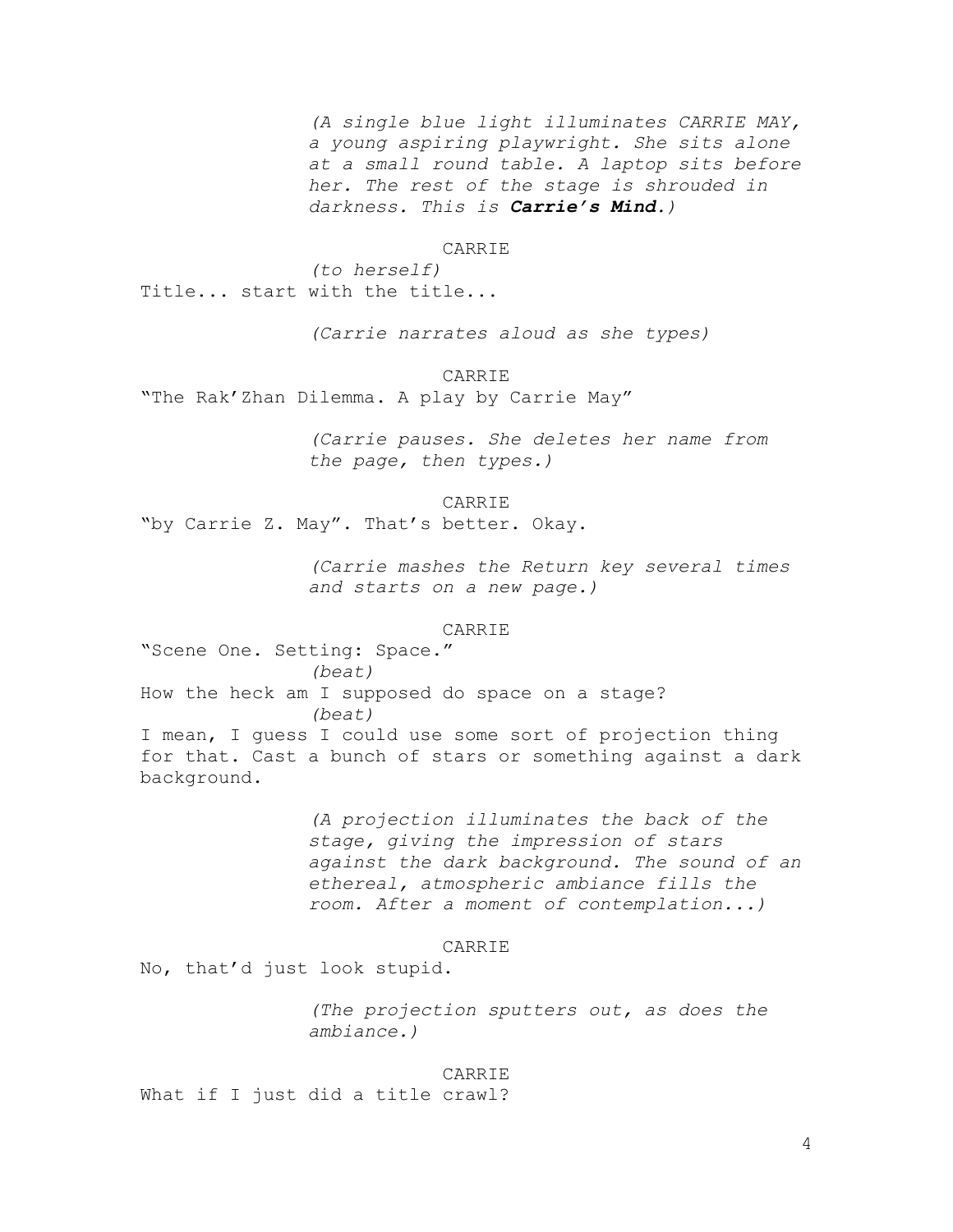*(A single blue light illuminates CARRIE MAY, a young aspiring playwright. She sits alone at a small round table. A laptop sits before her. The rest of the stage is shrouded in darkness. This is **Carrie's Mind**.)*

CARRIE
*(to herself)*
Title... start with the title...

*(Carrie narrates aloud as she types)*

CARRIE
"The Rak'Zhan Dilemma. A play by Carrie May"

*(Carrie pauses. She deletes her name from the page, then types.)*

CARRIE
"by Carrie Z. May". That's better. Okay.

*(Carrie mashes the Return key several times and starts on a new page.)*

CARRIE
"Scene One. Setting: Space."
*(beat)*
How the heck am I supposed do space on a stage?
*(beat)*
I mean, I guess I could use some sort of projection thing for that. Cast a bunch of stars or something against a dark background.

*(A projection illuminates the back of the stage, giving the impression of stars against the dark background. The sound of an ethereal, atmospheric ambiance fills the room. After a moment of contemplation...)*

CARRIE
No, that'd just look stupid.

*(The projection sputters out, as does the ambiance.)*

CARRIE
What if I just did a title crawl?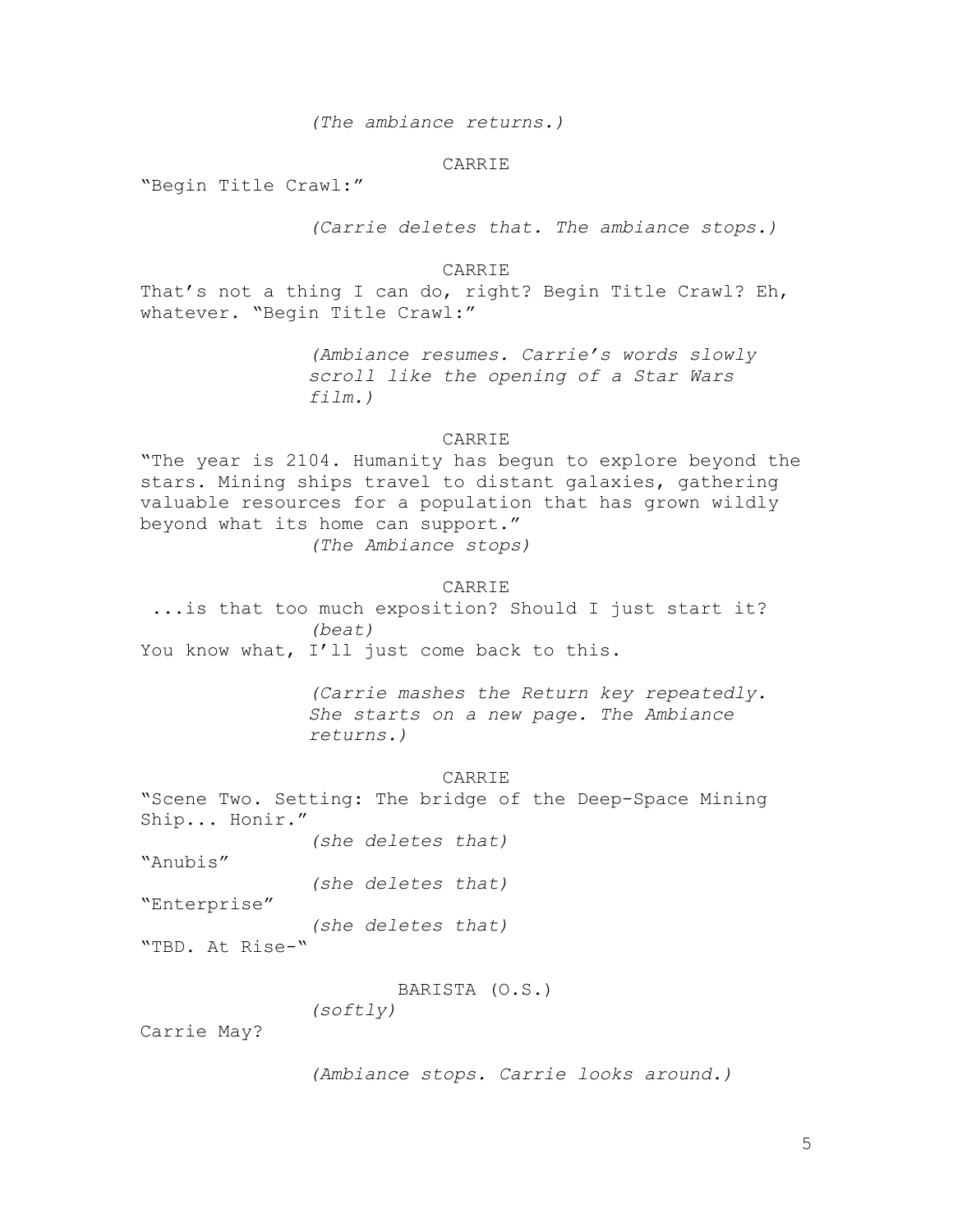*(The ambiance returns.)*

CARRIE

"Begin Title Crawl:"

*(Carrie deletes that. The ambiance stops.)*

CARRIE

That's not a thing I can do, right? Begin Title Crawl? Eh, whatever. "Begin Title Crawl:"

*(Ambiance resumes. Carrie's words slowly scroll like the opening of a Star Wars film.)*

CARRIE

"The year is 2104. Humanity has begun to explore beyond the stars. Mining ships travel to distant galaxies, gathering valuable resources for a population that has grown wildly beyond what its home can support."

*(The Ambiance stops)*

CARRIE

...is that too much exposition? Should I just start it?

*(beat)*

You know what, I'll just come back to this.

*(Carrie mashes the Return key repeatedly. She starts on a new page. The Ambiance returns.)*

CARRIE

"Scene Two. Setting: The bridge of the Deep-Space Mining Ship... Honir."

*(she deletes that)*

"Anubis"

*(she deletes that)*

"Enterprise"

*(she deletes that)*

"TBD. At Rise-"

BARISTA (O.S.)

*(softly)*

Carrie May?

*(Ambiance stops. Carrie looks around.)*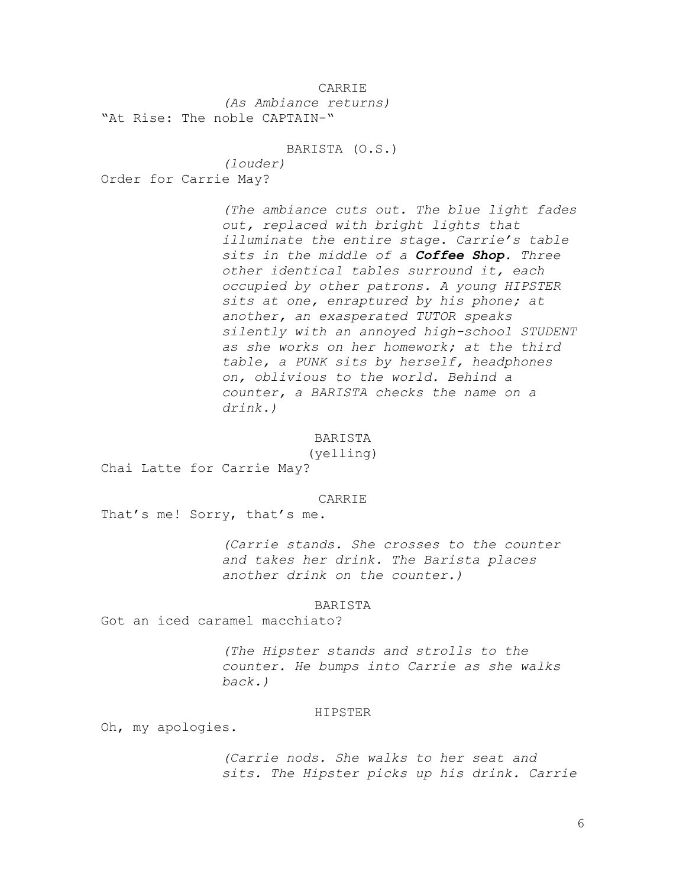CARRIE

*(As Ambiance returns)*

"At Rise: The noble CAPTAIN-"

BARISTA (O.S.)

*(louder)*

Order for Carrie May?

*(The ambiance cuts out. The blue light fades out, replaced with bright lights that illuminate the entire stage. Carrie's table sits in the middle of a **Coffee Shop**. Three other identical tables surround it, each occupied by other patrons. A young HIPSTER sits at one, enraptured by his phone; at another, an exasperated TUTOR speaks silently with an annoyed high-school STUDENT as she works on her homework; at the third table, a PUNK sits by herself, headphones on, oblivious to the world. Behind a counter, a BARISTA checks the name on a drink.)*

BARISTA

(yelling)

Chai Latte for Carrie May?

CARRIE

That's me! Sorry, that's me.

*(Carrie stands. She crosses to the counter and takes her drink. The Barista places another drink on the counter.)*

BARISTA

Got an iced caramel macchiato?

*(The Hipster stands and strolls to the counter. He bumps into Carrie as she walks back.)*

HIPSTER

Oh, my apologies.

*(Carrie nods. She walks to her seat and sits. The Hipster picks up his drink. Carrie*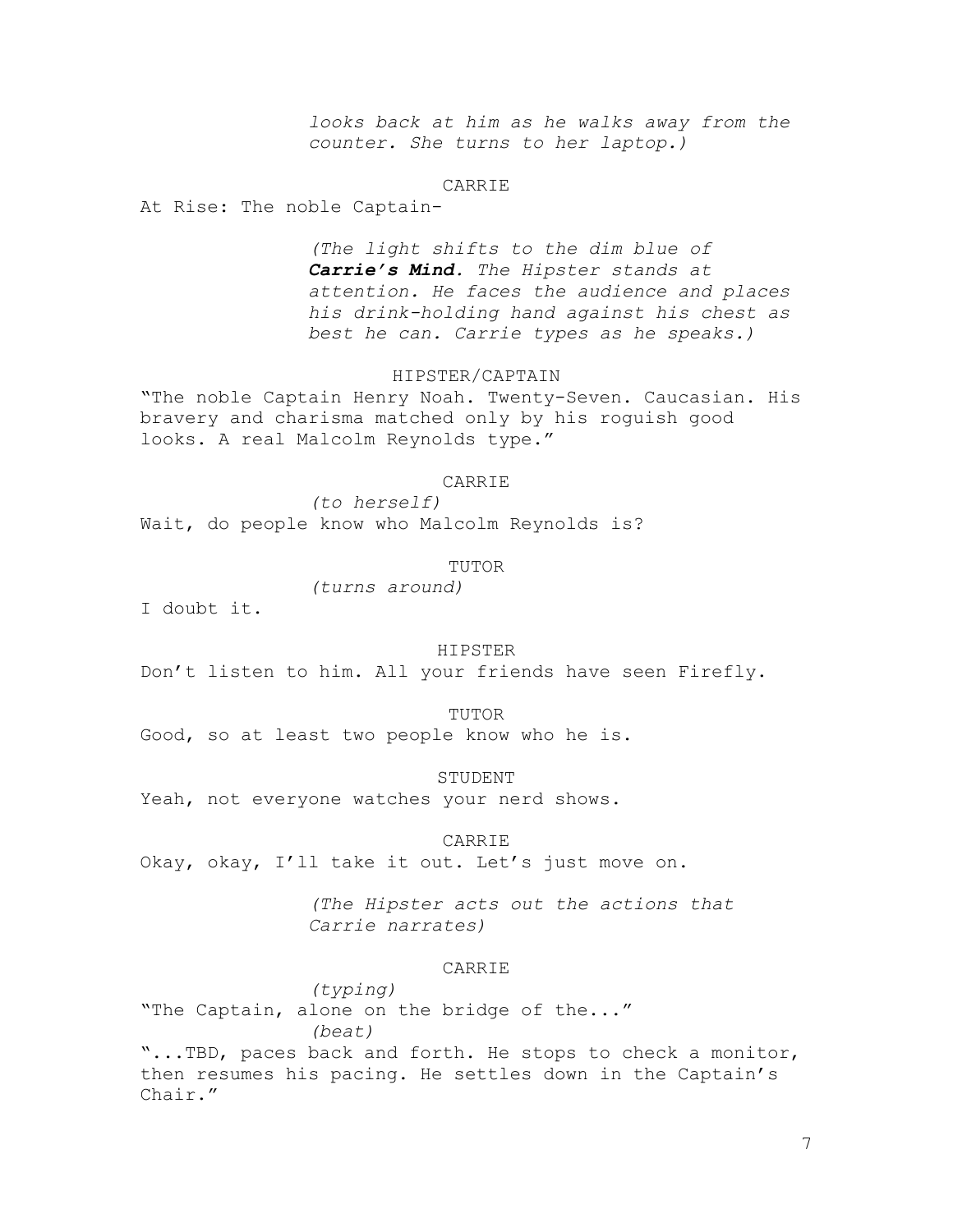*looks back at him as he walks away from the counter. She turns to her laptop.)*

CARRIE

At Rise: The noble Captain-

*(The light shifts to the dim blue of* ***Carrie's Mind****. The Hipster stands at attention. He faces the audience and places his drink-holding hand against his chest as best he can. Carrie types as he speaks.)*

HIPSTER/CAPTAIN

"The noble Captain Henry Noah. Twenty-Seven. Caucasian. His bravery and charisma matched only by his roguish good looks. A real Malcolm Reynolds type."

CARRIE

*(to herself)*

Wait, do people know who Malcolm Reynolds is?

TUTOR

*(turns around)*

I doubt it.

HIPSTER

Don't listen to him. All your friends have seen Firefly.

TUTOR

Good, so at least two people know who he is.

STUDENT

Yeah, not everyone watches your nerd shows.

CARRIE

Okay, okay, I'll take it out. Let's just move on.

*(The Hipster acts out the actions that Carrie narrates)*

CARRIE

*(typing)*

"The Captain, alone on the bridge of the..."

*(beat)*

"...TBD, paces back and forth. He stops to check a monitor, then resumes his pacing. He settles down in the Captain's Chair."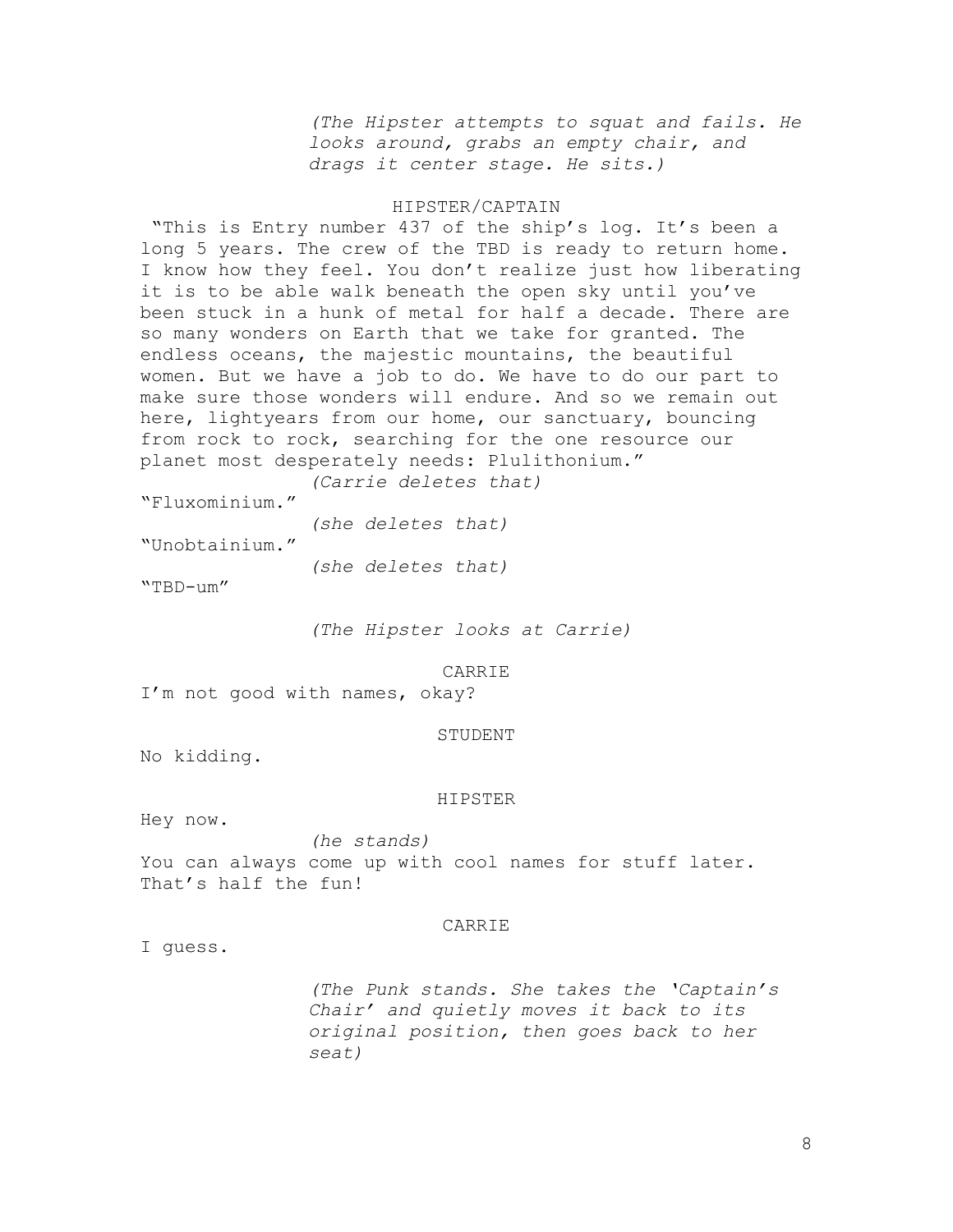*(The Hipster attempts to squat and fails. He looks around, grabs an empty chair, and drags it center stage. He sits.)*

HIPSTER/CAPTAIN

"This is Entry number 437 of the ship's log. It's been a long 5 years. The crew of the TBD is ready to return home. I know how they feel. You don't realize just how liberating it is to be able walk beneath the open sky until you've been stuck in a hunk of metal for half a decade. There are so many wonders on Earth that we take for granted. The endless oceans, the majestic mountains, the beautiful women. But we have a job to do. We have to do our part to make sure those wonders will endure. And so we remain out here, lightyears from our home, our sanctuary, bouncing from rock to rock, searching for the one resource our planet most desperately needs: Plulithonium."

*(Carrie deletes that)*

"Fluxominium."

*(she deletes that)*

"Unobtainium."

*(she deletes that)*

"TBD-um"

*(The Hipster looks at Carrie)*

CARRIE

I'm not good with names, okay?

STUDENT

No kidding.

HIPSTER

Hey now.

*(he stands)*

You can always come up with cool names for stuff later. That's half the fun!

CARRIE

I guess.

*(The Punk stands. She takes the 'Captain's Chair' and quietly moves it back to its original position, then goes back to her seat)*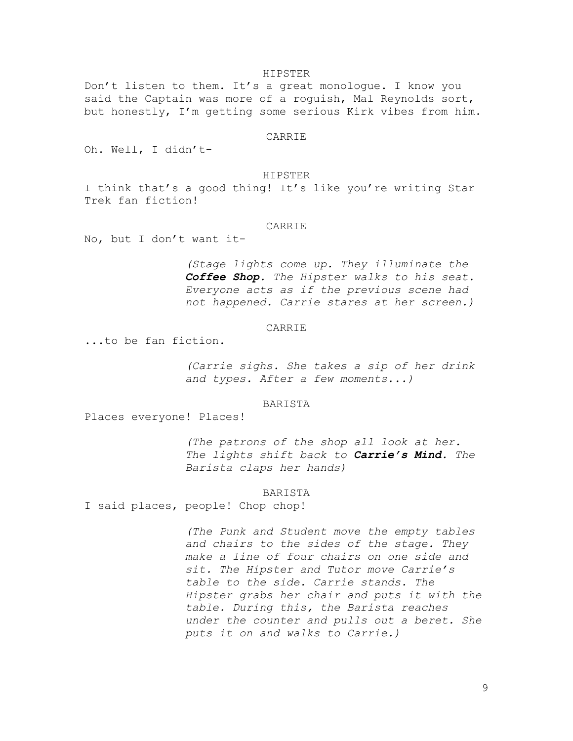HIPSTER

Don't listen to them. It's a great monologue. I know you said the Captain was more of a roguish, Mal Reynolds sort, but honestly, I'm getting some serious Kirk vibes from him.

CARRIE

Oh. Well, I didn't-

HIPSTER

I think that's a good thing! It's like you're writing Star Trek fan fiction!

CARRIE

No, but I don't want it-

*(Stage lights come up. They illuminate the* ***Coffee Shop****. The Hipster walks to his seat. Everyone acts as if the previous scene had not happened. Carrie stares at her screen.)*

CARRIE

...to be fan fiction.

*(Carrie sighs. She takes a sip of her drink and types. After a few moments...)*

BARISTA

Places everyone! Places!

*(The patrons of the shop all look at her. The lights shift back to* ***Carrie's Mind****. The Barista claps her hands)*

BARISTA

I said places, people! Chop chop!

*(The Punk and Student move the empty tables and chairs to the sides of the stage. They make a line of four chairs on one side and sit. The Hipster and Tutor move Carrie's table to the side. Carrie stands. The Hipster grabs her chair and puts it with the table. During this, the Barista reaches under the counter and pulls out a beret. She puts it on and walks to Carrie.)*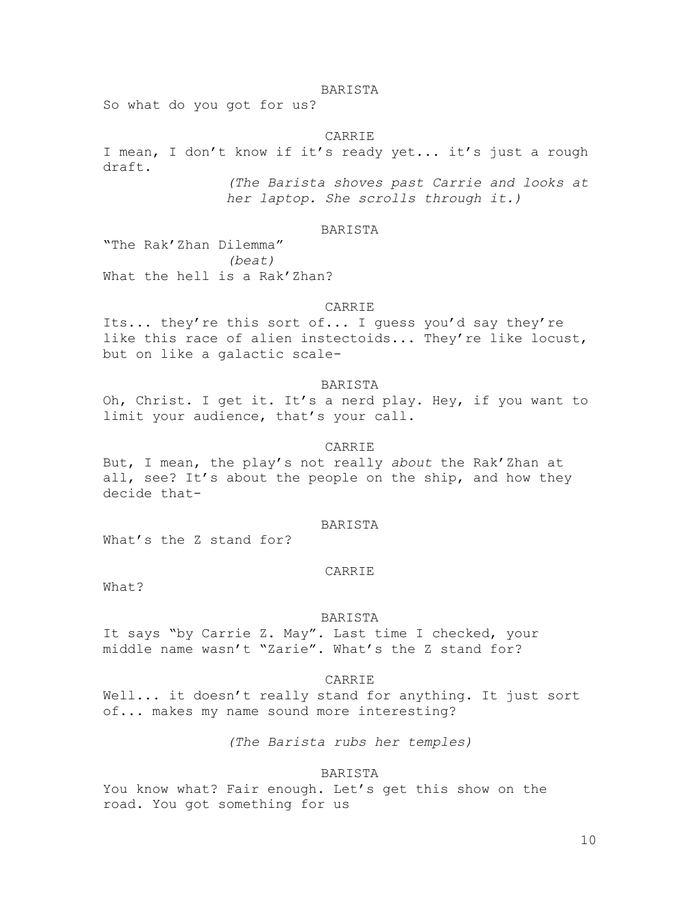BARISTA

So what do you got for us?

CARRIE

I mean, I don't know if it's ready yet... it's just a rough draft.

*(The Barista shoves past Carrie and looks at her laptop. She scrolls through it.)*

BARISTA

"The Rak'Zhan Dilemma"

*(beat)*

What the hell is a Rak'Zhan?

CARRIE

Its... they're this sort of... I guess you'd say they're like this race of alien instectoids... They're like locust, but on like a galactic scale-

BARISTA

Oh, Christ. I get it. It's a nerd play. Hey, if you want to limit your audience, that's your call.

CARRIE

But, I mean, the play's not really *about* the Rak'Zhan at all, see? It's about the people on the ship, and how they decide that-

BARISTA

What's the Z stand for?

CARRIE

What?

BARISTA

It says "by Carrie Z. May". Last time I checked, your middle name wasn't "Zarie". What's the Z stand for?

CARRIE

Well... it doesn't really stand for anything. It just sort of... makes my name sound more interesting?

*(The Barista rubs her temples)*

BARISTA

You know what? Fair enough. Let's get this show on the road. You got something for us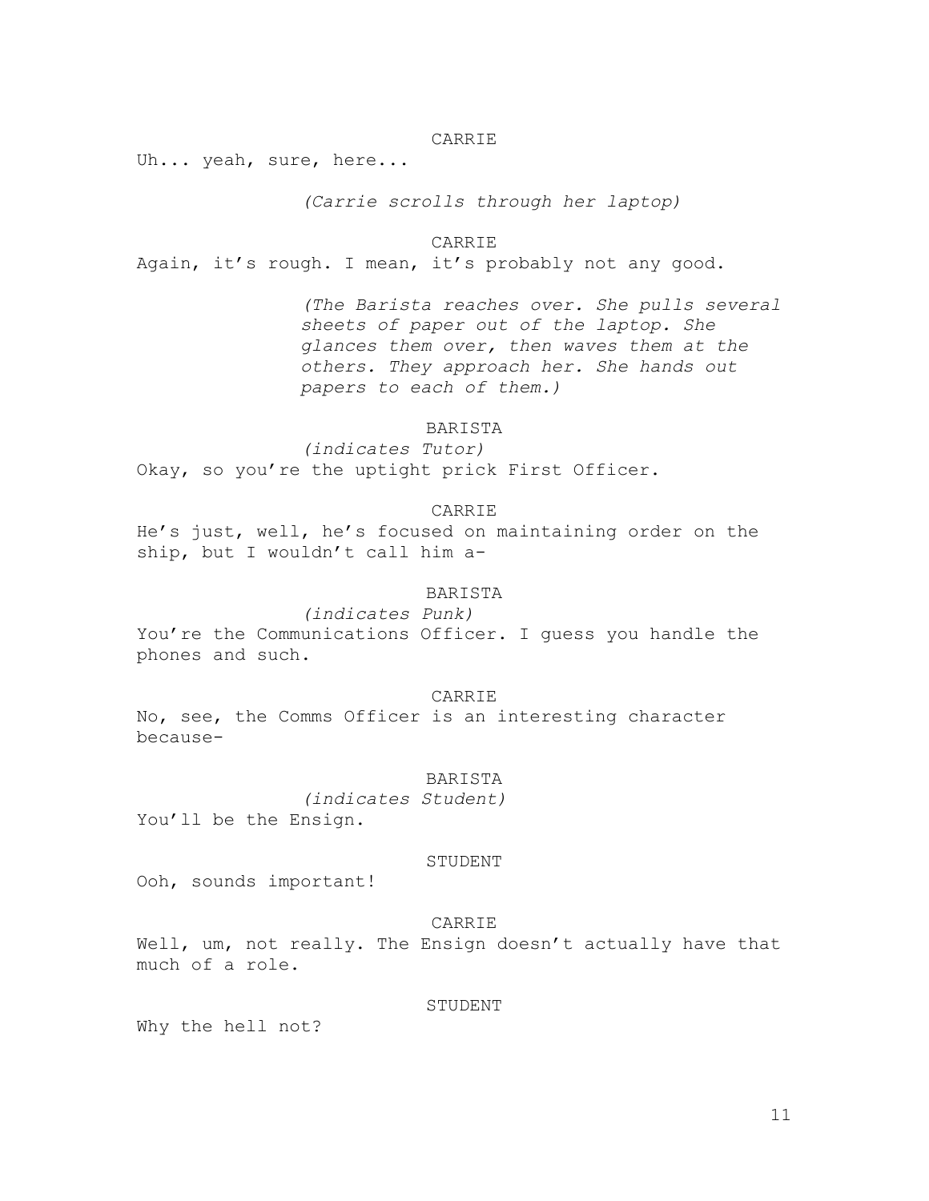CARRIE

Uh... yeah, sure, here...

*(Carrie scrolls through her laptop)*

CARRIE

Again, it's rough. I mean, it's probably not any good.

*(The Barista reaches over. She pulls several sheets of paper out of the laptop. She glances them over, then waves them at the others. They approach her. She hands out papers to each of them.)*

BARISTA

*(indicates Tutor)*

Okay, so you're the uptight prick First Officer.

CARRIE

He's just, well, he's focused on maintaining order on the ship, but I wouldn't call him a-

BARISTA

*(indicates Punk)*

You're the Communications Officer. I guess you handle the phones and such.

CARRIE

No, see, the Comms Officer is an interesting character because-

BARISTA

*(indicates Student)*

You'll be the Ensign.

STUDENT

Ooh, sounds important!

CARRIE

Well, um, not really. The Ensign doesn't actually have that much of a role.

STUDENT

Why the hell not?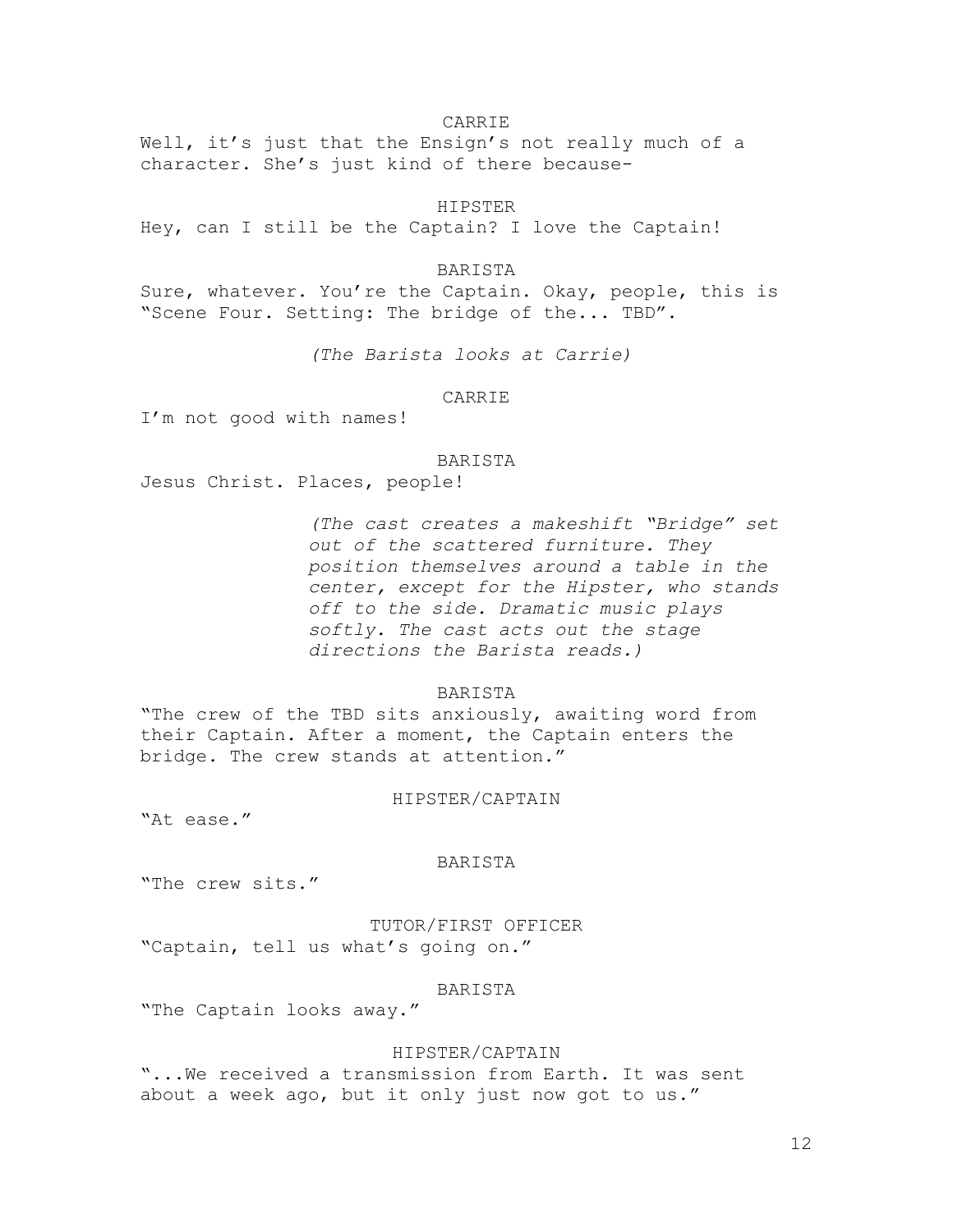CARRIE

Well, it's just that the Ensign's not really much of a character. She's just kind of there because-

HIPSTER

Hey, can I still be the Captain? I love the Captain!

BARISTA

Sure, whatever. You're the Captain. Okay, people, this is "Scene Four. Setting: The bridge of the... TBD".

*(The Barista looks at Carrie)*

CARRIE

I'm not good with names!

BARISTA

Jesus Christ. Places, people!

*(The cast creates a makeshift "Bridge" set out of the scattered furniture. They position themselves around a table in the center, except for the Hipster, who stands off to the side. Dramatic music plays softly. The cast acts out the stage directions the Barista reads.)*

BARISTA

"The crew of the TBD sits anxiously, awaiting word from their Captain. After a moment, the Captain enters the bridge. The crew stands at attention."

HIPSTER/CAPTAIN

"At ease."

BARISTA

"The crew sits."

TUTOR/FIRST OFFICER

"Captain, tell us what's going on."

BARISTA

"The Captain looks away."

HIPSTER/CAPTAIN

"...We received a transmission from Earth. It was sent about a week ago, but it only just now got to us."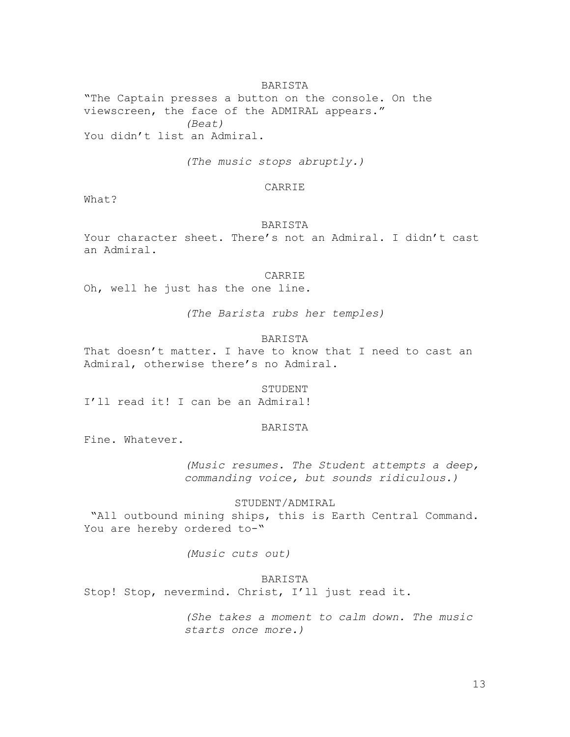BARISTA

"The Captain presses a button on the console. On the viewscreen, the face of the ADMIRAL appears."

*(Beat)*

You didn't list an Admiral.

*(The music stops abruptly.)*

CARRIE

What?

BARISTA

Your character sheet. There's not an Admiral. I didn't cast an Admiral.

CARRIE

Oh, well he just has the one line.

*(The Barista rubs her temples)*

BARISTA

That doesn't matter. I have to know that I need to cast an Admiral, otherwise there's no Admiral.

STUDENT

I'll read it! I can be an Admiral!

BARISTA

Fine. Whatever.

*(Music resumes. The Student attempts a deep, commanding voice, but sounds ridiculous.)*

STUDENT/ADMIRAL

"All outbound mining ships, this is Earth Central Command. You are hereby ordered to-"

*(Music cuts out)*

BARISTA

Stop! Stop, nevermind. Christ, I'll just read it.

*(She takes a moment to calm down. The music starts once more.)*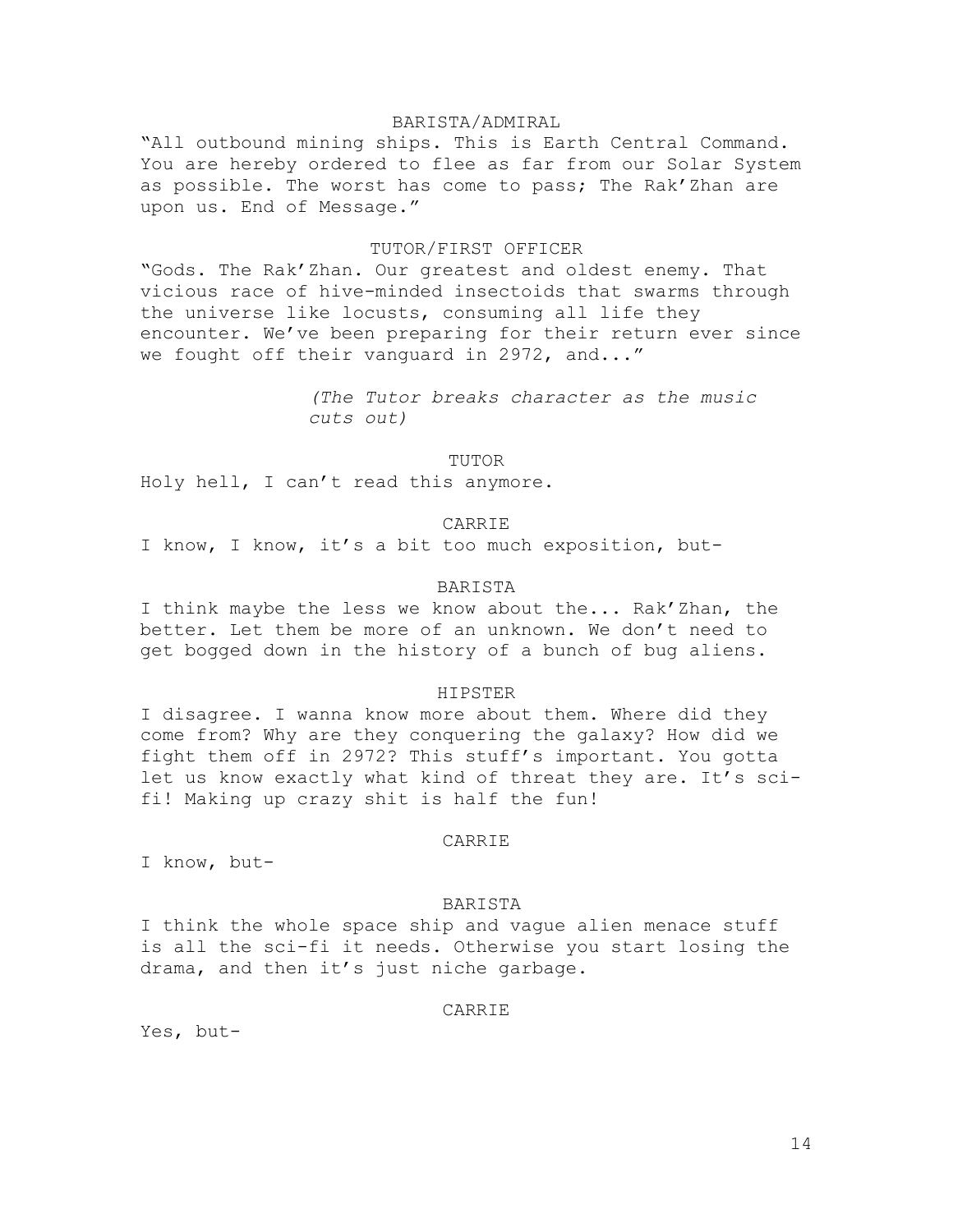BARISTA/ADMIRAL

"All outbound mining ships. This is Earth Central Command. You are hereby ordered to flee as far from our Solar System as possible. The worst has come to pass; The Rak'Zhan are upon us. End of Message."

TUTOR/FIRST OFFICER

"Gods. The Rak'Zhan. Our greatest and oldest enemy. That vicious race of hive-minded insectoids that swarms through the universe like locusts, consuming all life they encounter. We've been preparing for their return ever since we fought off their vanguard in 2972, and..."

*(The Tutor breaks character as the music cuts out)*

TUTOR

Holy hell, I can't read this anymore.

CARRIE

I know, I know, it's a bit too much exposition, but-

BARISTA

I think maybe the less we know about the... Rak'Zhan, the better. Let them be more of an unknown. We don't need to get bogged down in the history of a bunch of bug aliens.

HIPSTER

I disagree. I wanna know more about them. Where did they come from? Why are they conquering the galaxy? How did we fight them off in 2972? This stuff's important. You gotta let us know exactly what kind of threat they are. It's sci-fi! Making up crazy shit is half the fun!

CARRIE

I know, but-

BARISTA

I think the whole space ship and vague alien menace stuff is all the sci-fi it needs. Otherwise you start losing the drama, and then it's just niche garbage.

CARRIE

Yes, but-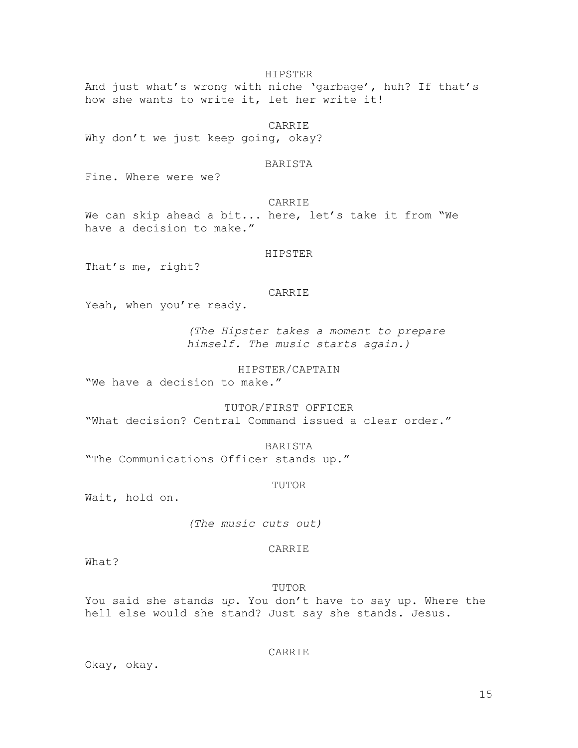HIPSTER

And just what's wrong with niche 'garbage', huh? If that's how she wants to write it, let her write it!

CARRIE

Why don't we just keep going, okay?

BARISTA

Fine. Where were we?

CARRIE

We can skip ahead a bit... here, let's take it from "We have a decision to make."

HIPSTER

That's me, right?

CARRIE

Yeah, when you're ready.

*(The Hipster takes a moment to prepare himself. The music starts again.)*

HIPSTER/CAPTAIN

"We have a decision to make."

TUTOR/FIRST OFFICER

"What decision? Central Command issued a clear order."

BARISTA

"The Communications Officer stands up."

TUTOR

Wait, hold on.

*(The music cuts out)*

CARRIE

What?

TUTOR

You said she stands *up*. You don't have to say up. Where the hell else would she stand? Just say she stands. Jesus.

CARRIE

Okay, okay.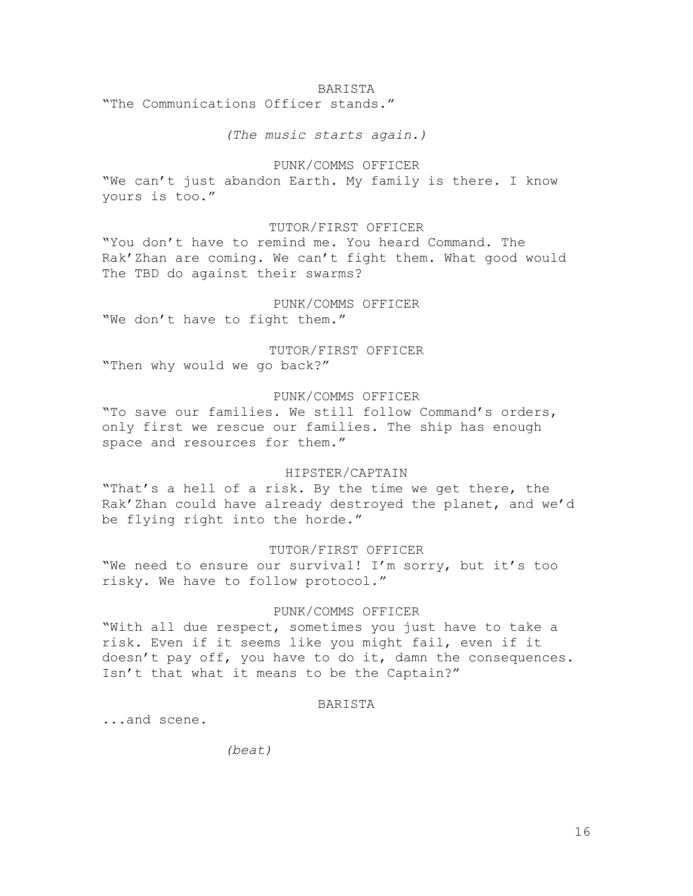BARISTA

"The Communications Officer stands."

*(The music starts again.)*

PUNK/COMMS OFFICER

"We can't just abandon Earth. My family is there. I know yours is too."

TUTOR/FIRST OFFICER

"You don't have to remind me. You heard Command. The Rak'Zhan are coming. We can't fight them. What good would The TBD do against their swarms?

PUNK/COMMS OFFICER

"We don't have to fight them."

TUTOR/FIRST OFFICER

"Then why would we go back?"

PUNK/COMMS OFFICER

"To save our families. We still follow Command's orders, only first we rescue our families. The ship has enough space and resources for them."

HIPSTER/CAPTAIN

"That's a hell of a risk. By the time we get there, the Rak'Zhan could have already destroyed the planet, and we'd be flying right into the horde."

TUTOR/FIRST OFFICER

"We need to ensure our survival! I'm sorry, but it's too risky. We have to follow protocol."

PUNK/COMMS OFFICER

"With all due respect, sometimes you just have to take a risk. Even if it seems like you might fail, even if it doesn't pay off, you have to do it, damn the consequences. Isn't that what it means to be the Captain?"

BARISTA

...and scene.

*(beat)*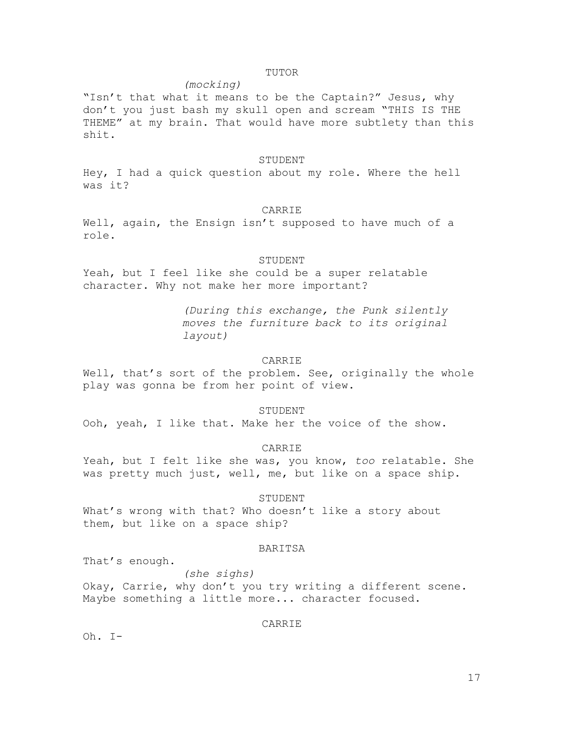TUTOR

*(mocking)*

"Isn't that what it means to be the Captain?" Jesus, why don't you just bash my skull open and scream "THIS IS THE THEME" at my brain. That would have more subtlety than this shit.

STUDENT

Hey, I had a quick question about my role. Where the hell was it?

CARRIE

Well, again, the Ensign isn't supposed to have much of a role.

STUDENT

Yeah, but I feel like she could be a super relatable character. Why not make her more important?

*(During this exchange, the Punk silently moves the furniture back to its original layout)*

CARRIE

Well, that's sort of the problem. See, originally the whole play was gonna be from her point of view.

STUDENT

Ooh, yeah, I like that. Make her the voice of the show.

CARRIE

Yeah, but I felt like she was, you know, *too* relatable. She was pretty much just, well, me, but like on a space ship.

STUDENT

What's wrong with that? Who doesn't like a story about them, but like on a space ship?

BARITSA

That's enough.

*(she sighs)*

Okay, Carrie, why don't you try writing a different scene. Maybe something a little more... character focused.

CARRIE

Oh. I-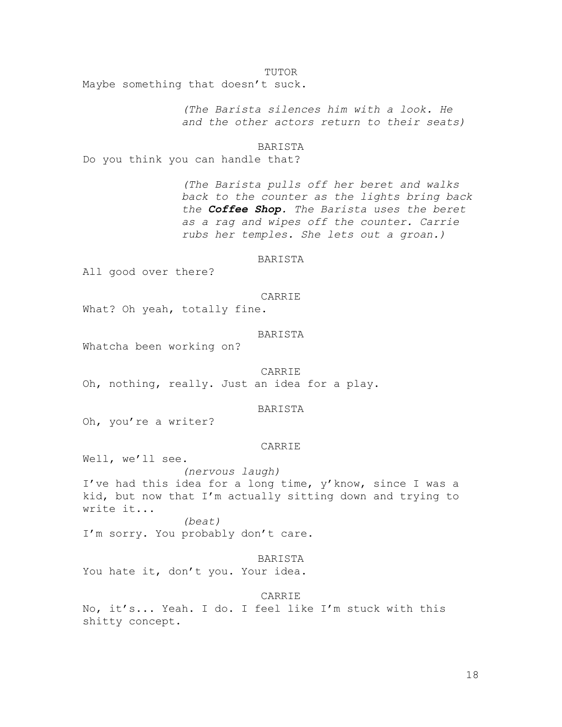TUTOR

Maybe something that doesn't suck.

*(The Barista silences him with a look. He and the other actors return to their seats)*

BARISTA

Do you think you can handle that?

*(The Barista pulls off her beret and walks back to the counter as the lights bring back the* ***Coffee Shop****. The Barista uses the beret as a rag and wipes off the counter. Carrie rubs her temples. She lets out a groan.)*

BARISTA

All good over there?

CARRIE

What? Oh yeah, totally fine.

BARISTA

Whatcha been working on?

CARRIE

Oh, nothing, really. Just an idea for a play.

BARISTA

Oh, you're a writer?

CARRIE

Well, we'll see.

*(nervous laugh)*

I've had this idea for a long time, y'know, since I was a kid, but now that I'm actually sitting down and trying to write it...

*(beat)*

I'm sorry. You probably don't care.

BARISTA

You hate it, don't you. Your idea.

CARRIE

No, it's... Yeah. I do. I feel like I'm stuck with this shitty concept.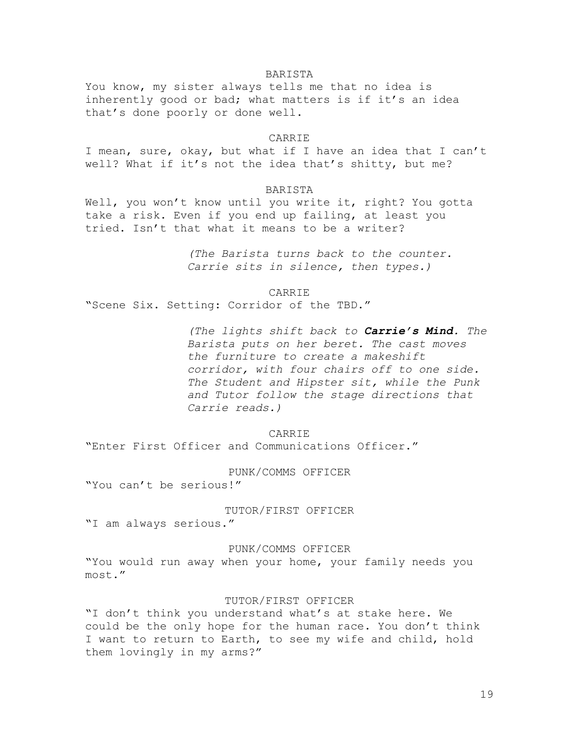BARISTA

You know, my sister always tells me that no idea is inherently good or bad; what matters is if it's an idea that's done poorly or done well.

CARRIE

I mean, sure, okay, but what if I have an idea that I can't well? What if it's not the idea that's shitty, but me?

BARISTA

Well, you won't know until you write it, right? You gotta take a risk. Even if you end up failing, at least you tried. Isn't that what it means to be a writer?

*(The Barista turns back to the counter. Carrie sits in silence, then types.)*

CARRIE

"Scene Six. Setting: Corridor of the TBD."

*(The lights shift back to **Carrie's Mind**. The Barista puts on her beret. The cast moves the furniture to create a makeshift corridor, with four chairs off to one side. The Student and Hipster sit, while the Punk and Tutor follow the stage directions that Carrie reads.)*

CARRIE

"Enter First Officer and Communications Officer."

PUNK/COMMS OFFICER

"You can't be serious!"

TUTOR/FIRST OFFICER

"I am always serious."

PUNK/COMMS OFFICER

"You would run away when your home, your family needs you most."

TUTOR/FIRST OFFICER

"I don't think you understand what's at stake here. We could be the only hope for the human race. You don't think I want to return to Earth, to see my wife and child, hold them lovingly in my arms?"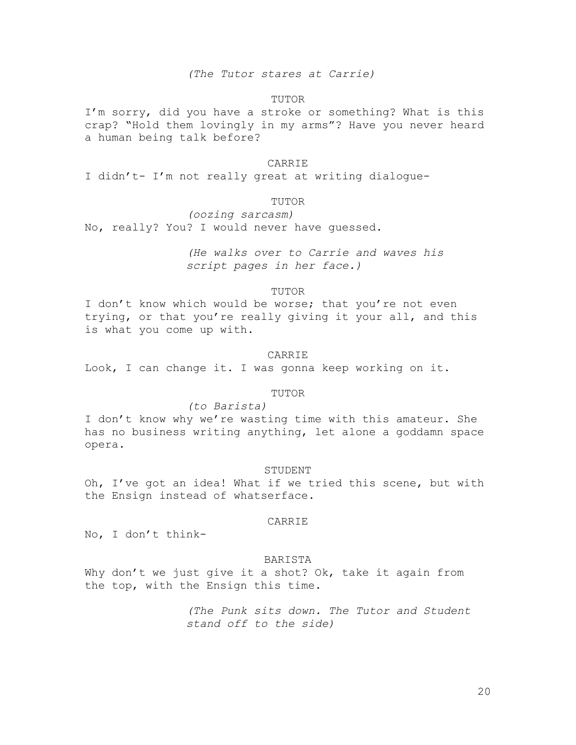*(The Tutor stares at Carrie)*

TUTOR

I'm sorry, did you have a stroke or something? What is this crap? "Hold them lovingly in my arms"? Have you never heard a human being talk before?

CARRIE

I didn't- I'm not really great at writing dialogue-

TUTOR

*(oozing sarcasm)*

No, really? You? I would never have guessed.

*(He walks over to Carrie and waves his script pages in her face.)*

TUTOR

I don't know which would be worse; that you're not even trying, or that you're really giving it your all, and this is what you come up with.

CARRIE

Look, I can change it. I was gonna keep working on it.

TUTOR

*(to Barista)*

I don't know why we're wasting time with this amateur. She has no business writing anything, let alone a goddamn space opera.

STUDENT

Oh, I've got an idea! What if we tried this scene, but with the Ensign instead of whatserface.

CARRIE

No, I don't think-

BARISTA

Why don't we just give it a shot? Ok, take it again from the top, with the Ensign this time.

*(The Punk sits down. The Tutor and Student stand off to the side)*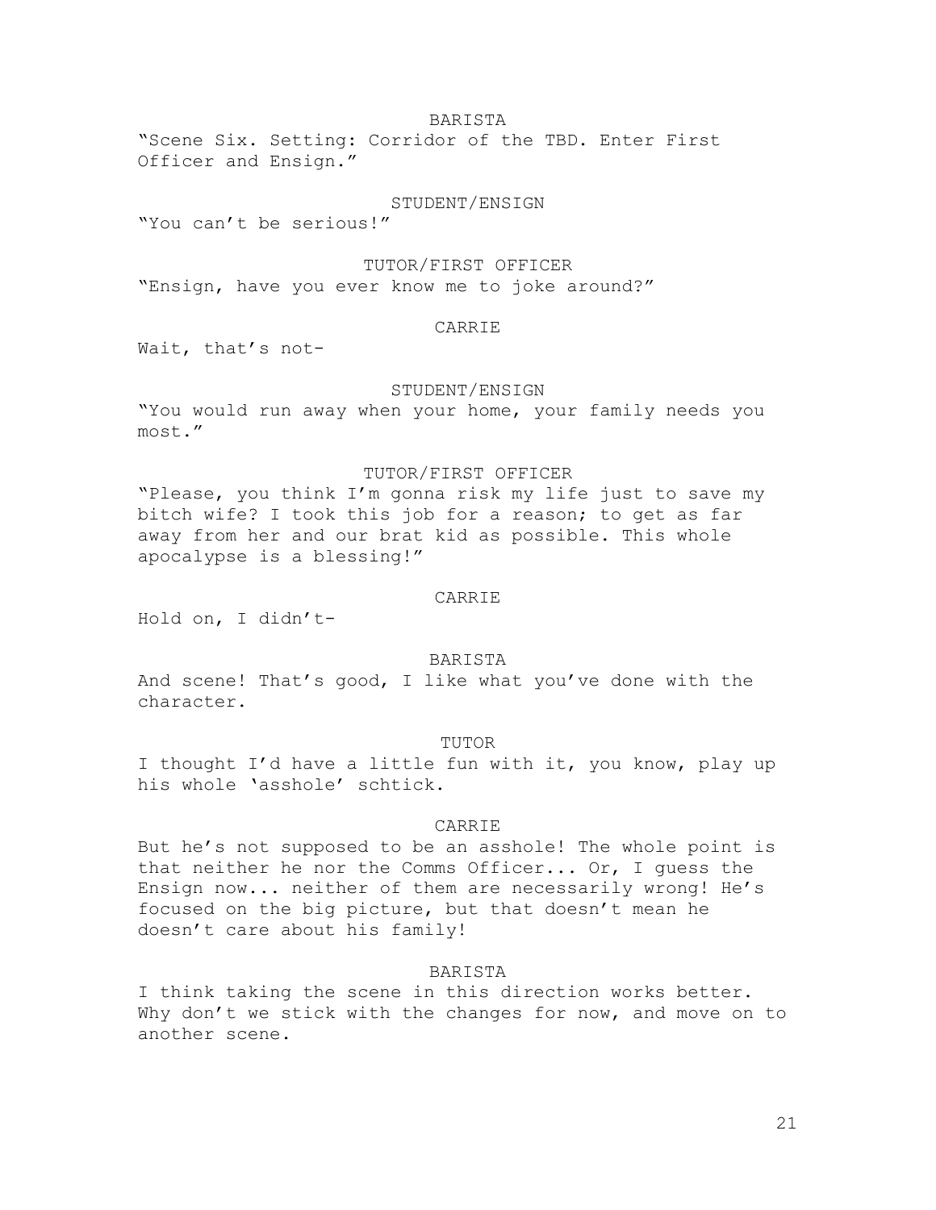BARISTA

"Scene Six. Setting: Corridor of the TBD. Enter First Officer and Ensign."

STUDENT/ENSIGN

"You can't be serious!"

TUTOR/FIRST OFFICER

"Ensign, have you ever know me to joke around?"

CARRIE

Wait, that's not-

STUDENT/ENSIGN

"You would run away when your home, your family needs you most."

TUTOR/FIRST OFFICER

"Please, you think I'm gonna risk my life just to save my bitch wife? I took this job for a reason; to get as far away from her and our brat kid as possible. This whole apocalypse is a blessing!"

CARRIE

Hold on, I didn't-

BARISTA

And scene! That's good, I like what you've done with the character.

TUTOR

I thought I'd have a little fun with it, you know, play up his whole 'asshole' schtick.

CARRIE

But he's not supposed to be an asshole! The whole point is that neither he nor the Comms Officer... Or, I guess the Ensign now... neither of them are necessarily wrong! He's focused on the big picture, but that doesn't mean he doesn't care about his family!

BARISTA

I think taking the scene in this direction works better. Why don't we stick with the changes for now, and move on to another scene.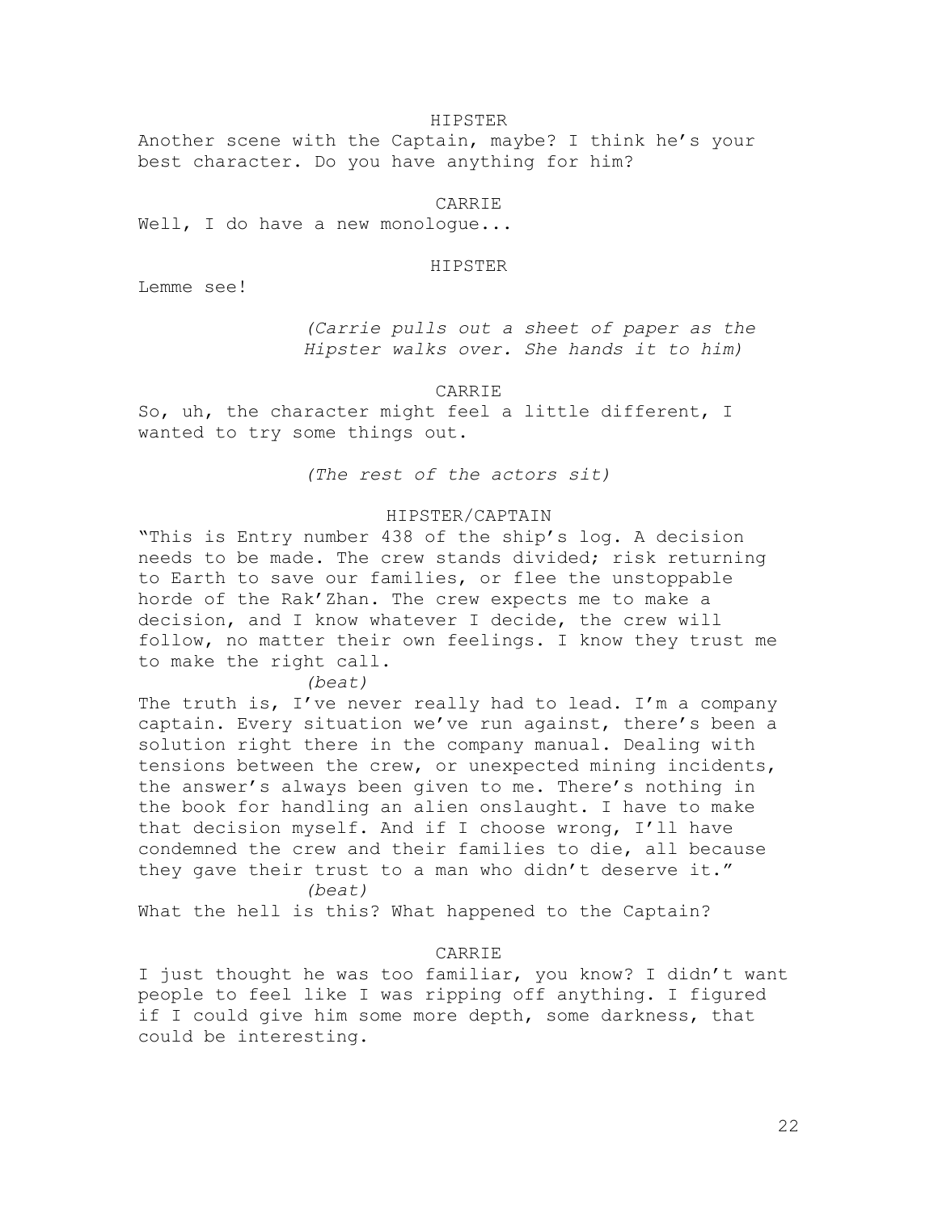HIPSTER

Another scene with the Captain, maybe? I think he's your best character. Do you have anything for him?

CARRIE

Well, I do have a new monologue...

HIPSTER

Lemme see!

*(Carrie pulls out a sheet of paper as the Hipster walks over. She hands it to him)*

CARRIE

So, uh, the character might feel a little different, I wanted to try some things out.

*(The rest of the actors sit)*

HIPSTER/CAPTAIN

"This is Entry number 438 of the ship's log. A decision needs to be made. The crew stands divided; risk returning to Earth to save our families, or flee the unstoppable horde of the Rak'Zhan. The crew expects me to make a decision, and I know whatever I decide, the crew will follow, no matter their own feelings. I know they trust me to make the right call.

*(beat)*

The truth is, I've never really had to lead. I'm a company captain. Every situation we've run against, there's been a solution right there in the company manual. Dealing with tensions between the crew, or unexpected mining incidents, the answer's always been given to me. There's nothing in the book for handling an alien onslaught. I have to make that decision myself. And if I choose wrong, I'll have condemned the crew and their families to die, all because they gave their trust to a man who didn't deserve it."

*(beat)*

What the hell is this? What happened to the Captain?

CARRIE

I just thought he was too familiar, you know? I didn't want people to feel like I was ripping off anything. I figured if I could give him some more depth, some darkness, that could be interesting.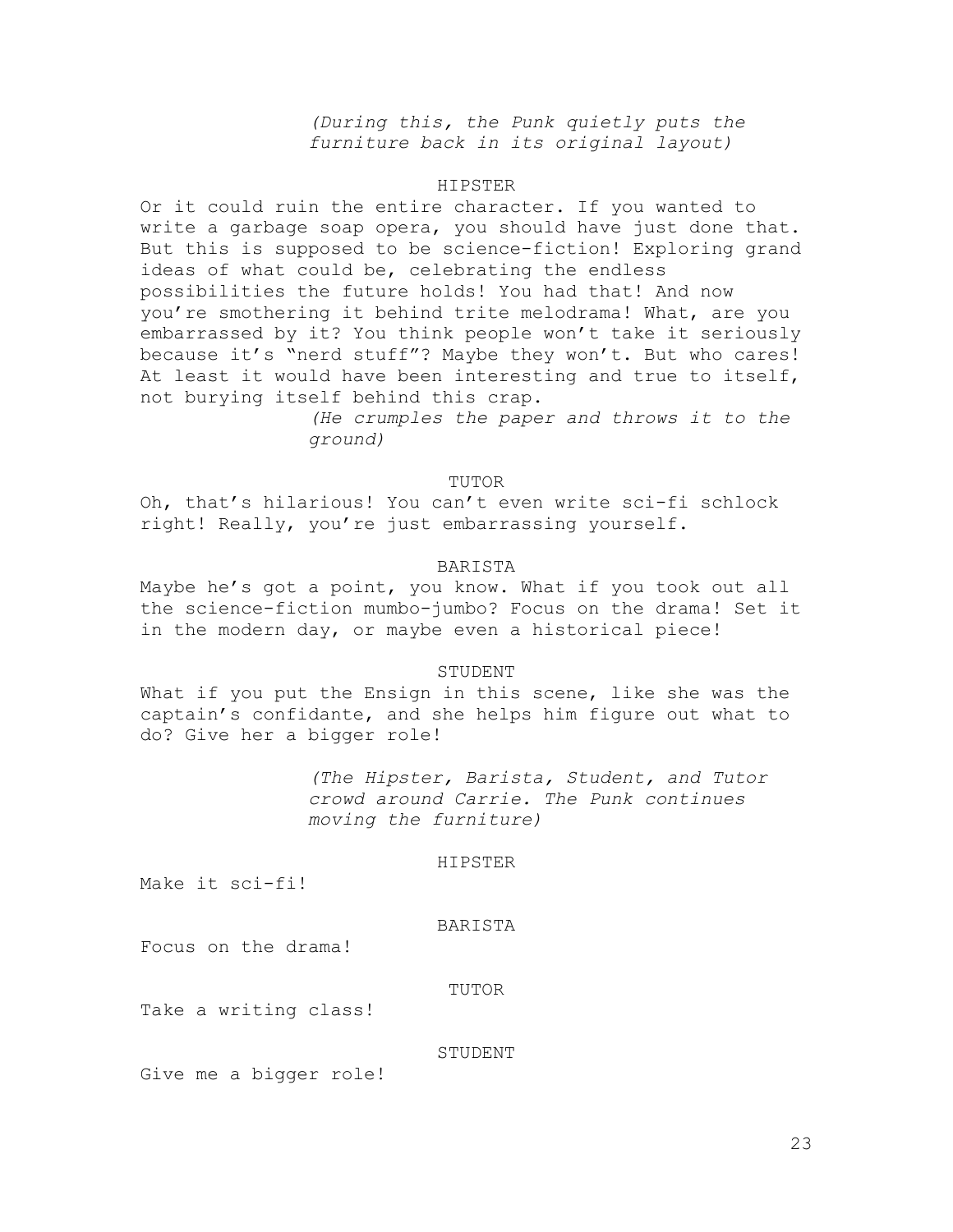*(During this, the Punk quietly puts the furniture back in its original layout)*

HIPSTER

Or it could ruin the entire character. If you wanted to write a garbage soap opera, you should have just done that. But this is supposed to be science-fiction! Exploring grand ideas of what could be, celebrating the endless possibilities the future holds! You had that! And now you're smothering it behind trite melodrama! What, are you embarrassed by it? You think people won't take it seriously because it's "nerd stuff"? Maybe they won't. But who cares! At least it would have been interesting and true to itself, not burying itself behind this crap.

*(He crumples the paper and throws it to the ground)*

TUTOR

Oh, that's hilarious! You can't even write sci-fi schlock right! Really, you're just embarrassing yourself.

BARISTA

Maybe he's got a point, you know. What if you took out all the science-fiction mumbo-jumbo? Focus on the drama! Set it in the modern day, or maybe even a historical piece!

STUDENT

What if you put the Ensign in this scene, like she was the captain's confidante, and she helps him figure out what to do? Give her a bigger role!

*(The Hipster, Barista, Student, and Tutor crowd around Carrie. The Punk continues moving the furniture)*

HIPSTER

Make it sci-fi!

BARISTA

Focus on the drama!

TUTOR

Take a writing class!

STUDENT

Give me a bigger role!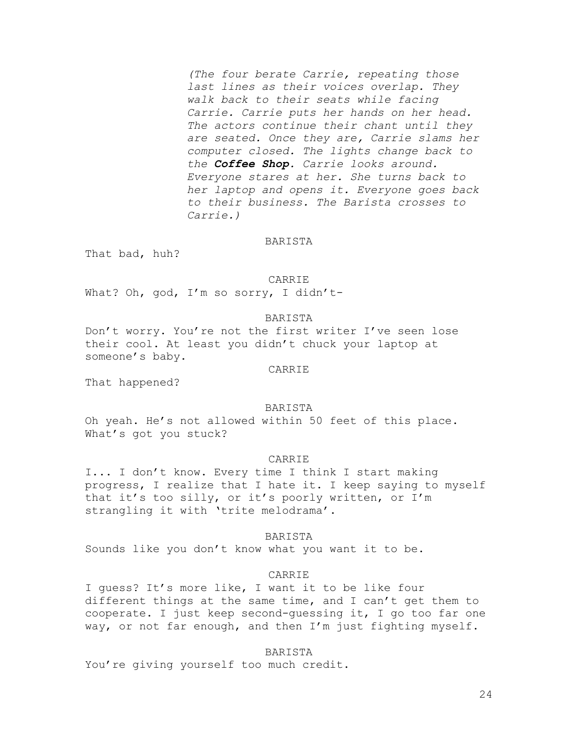*(The four berate Carrie, repeating those last lines as their voices overlap. They walk back to their seats while facing Carrie. Carrie puts her hands on her head. The actors continue their chant until they are seated. Once they are, Carrie slams her computer closed. The lights change back to the* ***Coffee Shop****. Carrie looks around. Everyone stares at her. She turns back to her laptop and opens it. Everyone goes back to their business. The Barista crosses to Carrie.)*

BARISTA

That bad, huh?

CARRIE

What? Oh, god, I'm so sorry, I didn't-

BARISTA

Don't worry. You're not the first writer I've seen lose their cool. At least you didn't chuck your laptop at someone's baby.

CARRIE

That happened?

BARISTA

Oh yeah. He's not allowed within 50 feet of this place. What's got you stuck?

CARRIE

I... I don't know. Every time I think I start making progress, I realize that I hate it. I keep saying to myself that it's too silly, or it's poorly written, or I'm strangling it with 'trite melodrama'.

BARISTA

Sounds like you don't know what you want it to be.

CARRIE

I guess? It's more like, I want it to be like four different things at the same time, and I can't get them to cooperate. I just keep second-guessing it, I go too far one way, or not far enough, and then I'm just fighting myself.

BARISTA

You're giving yourself too much credit.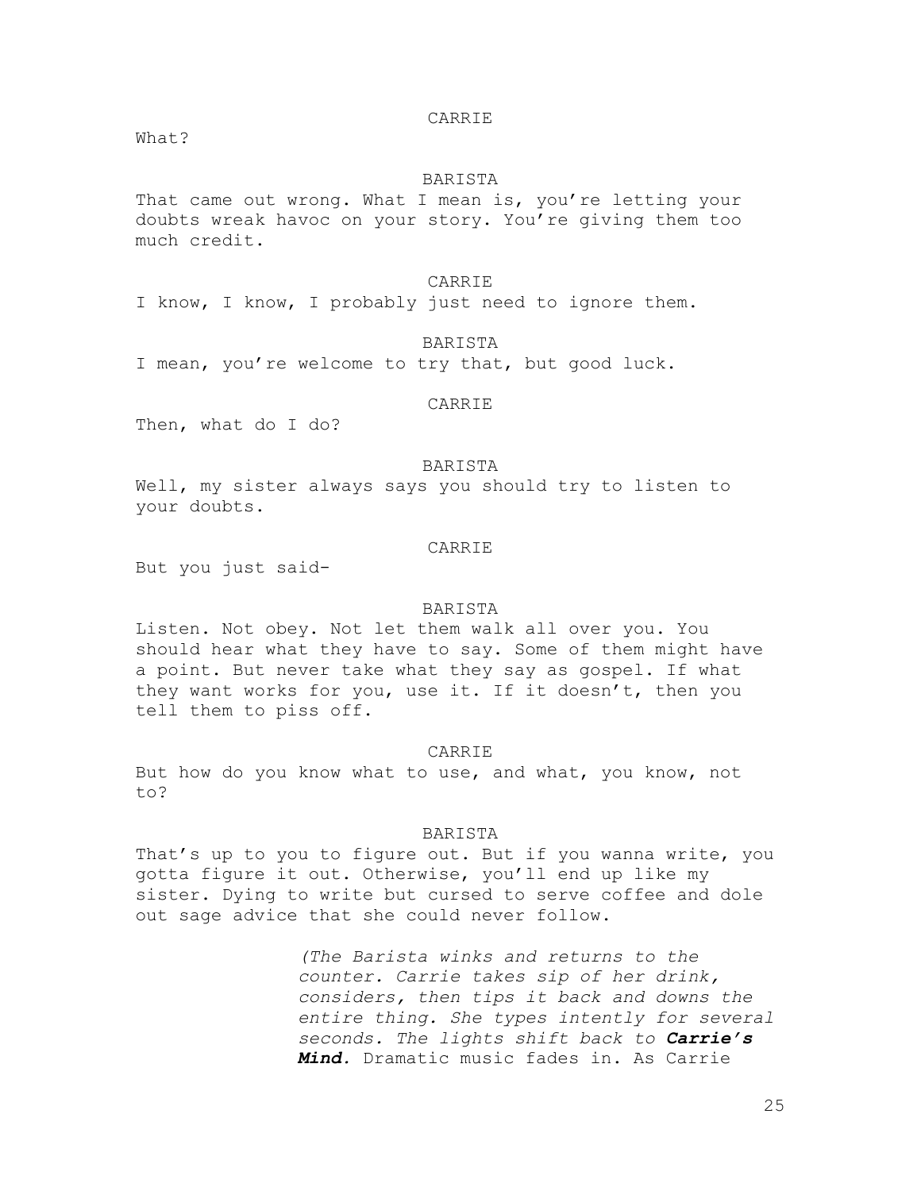CARRIE

What?

BARISTA

That came out wrong. What I mean is, you're letting your doubts wreak havoc on your story. You're giving them too much credit.

CARRIE

I know, I know, I probably just need to ignore them.

BARISTA

I mean, you're welcome to try that, but good luck.

CARRIE

Then, what do I do?

BARISTA

Well, my sister always says you should try to listen to your doubts.

CARRIE

But you just said-

BARISTA

Listen. Not obey. Not let them walk all over you. You should hear what they have to say. Some of them might have a point. But never take what they say as gospel. If what they want works for you, use it. If it doesn't, then you tell them to piss off.

CARRIE

But how do you know what to use, and what, you know, not to?

BARISTA

That's up to you to figure out. But if you wanna write, you gotta figure it out. Otherwise, you'll end up like my sister. Dying to write but cursed to serve coffee and dole out sage advice that she could never follow.

*(The Barista winks and returns to the counter. Carrie takes sip of her drink, considers, then tips it back and downs the entire thing. She types intently for several seconds. The lights shift back to* ***Carrie's Mind****.* Dramatic music fades in. As Carrie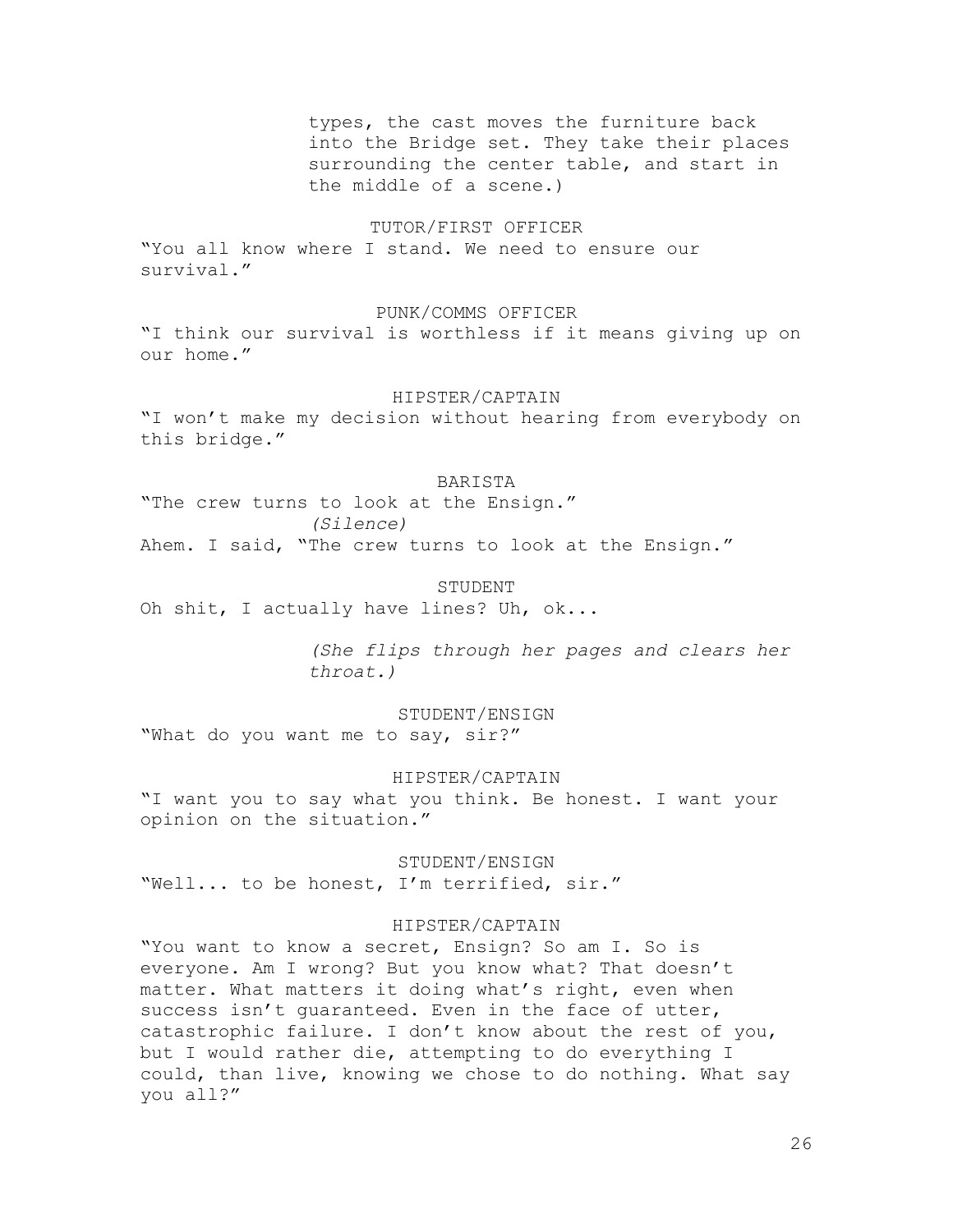types, the cast moves the furniture back into the Bridge set. They take their places surrounding the center table, and start in the middle of a scene.)

TUTOR/FIRST OFFICER

"You all know where I stand. We need to ensure our survival."

PUNK/COMMS OFFICER

"I think our survival is worthless if it means giving up on our home."

HIPSTER/CAPTAIN

"I won't make my decision without hearing from everybody on this bridge."

BARISTA

"The crew turns to look at the Ensign."

*(Silence)*

Ahem. I said, "The crew turns to look at the Ensign."

STUDENT

Oh shit, I actually have lines? Uh, ok...

*(She flips through her pages and clears her throat.)*

STUDENT/ENSIGN

"What do you want me to say, sir?"

HIPSTER/CAPTAIN

"I want you to say what you think. Be honest. I want your opinion on the situation."

STUDENT/ENSIGN

"Well... to be honest, I'm terrified, sir."

HIPSTER/CAPTAIN

"You want to know a secret, Ensign? So am I. So is everyone. Am I wrong? But you know what? That doesn't matter. What matters it doing what's right, even when success isn't guaranteed. Even in the face of utter, catastrophic failure. I don't know about the rest of you, but I would rather die, attempting to do everything I could, than live, knowing we chose to do nothing. What say you all?"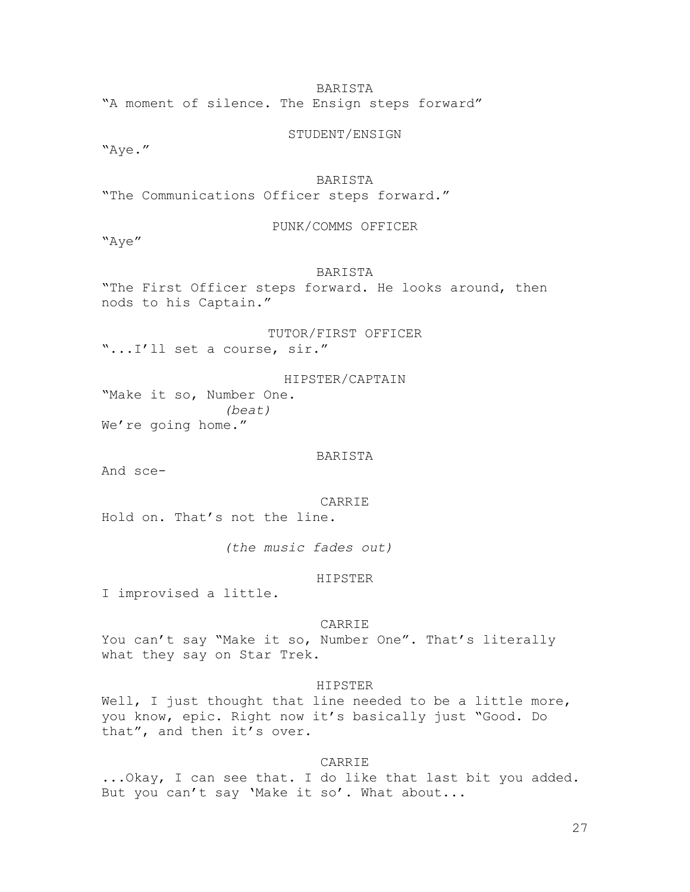BARISTA

"A moment of silence. The Ensign steps forward"

STUDENT/ENSIGN

"Aye."

BARISTA

"The Communications Officer steps forward."

PUNK/COMMS OFFICER

"Aye"

BARISTA

"The First Officer steps forward. He looks around, then nods to his Captain."

TUTOR/FIRST OFFICER

"...I'll set a course, sir."

HIPSTER/CAPTAIN

"Make it so, Number One.
*(beat)*
We're going home."

BARISTA

And sce-

CARRIE

Hold on. That's not the line.

*(the music fades out)*

HIPSTER

I improvised a little.

CARRIE

You can't say "Make it so, Number One". That's literally what they say on Star Trek.

HIPSTER

Well, I just thought that line needed to be a little more, you know, epic. Right now it's basically just "Good. Do that", and then it's over.

CARRIE

...Okay, I can see that. I do like that last bit you added. But you can't say 'Make it so'. What about...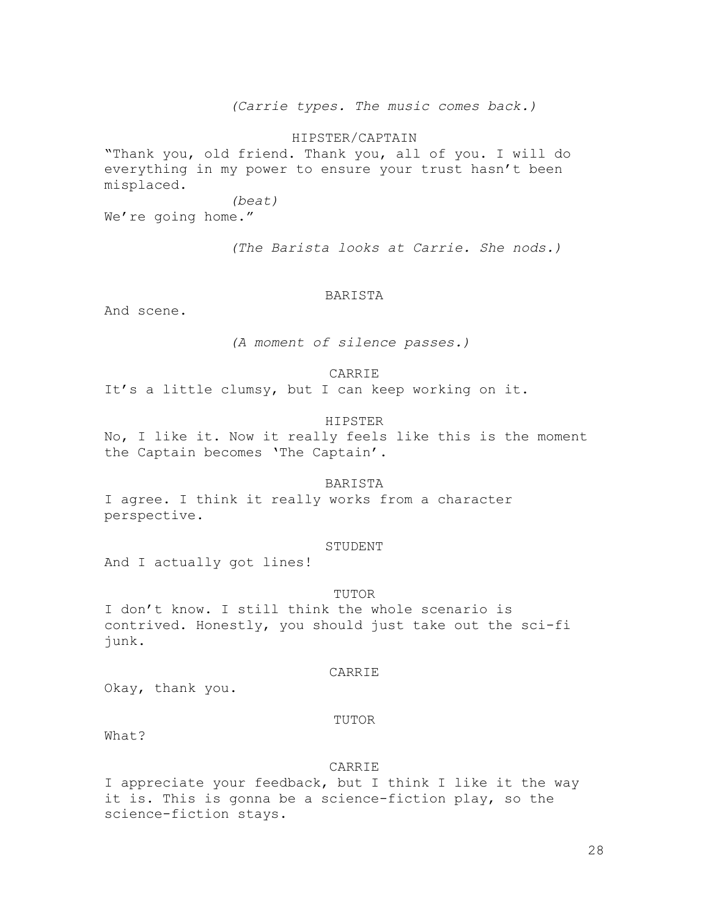*(Carrie types. The music comes back.)*

HIPSTER/CAPTAIN

"Thank you, old friend. Thank you, all of you. I will do everything in my power to ensure your trust hasn't been misplaced.

*(beat)*

We're going home."

*(The Barista looks at Carrie. She nods.)*

BARISTA

And scene.

*(A moment of silence passes.)*

CARRIE

It's a little clumsy, but I can keep working on it.

HIPSTER

No, I like it. Now it really feels like this is the moment the Captain becomes 'The Captain'.

BARISTA

I agree. I think it really works from a character perspective.

STUDENT

And I actually got lines!

TUTOR

I don't know. I still think the whole scenario is contrived. Honestly, you should just take out the sci-fi junk.

CARRIE

Okay, thank you.

TUTOR

What?

CARRIE

I appreciate your feedback, but I think I like it the way it is. This is gonna be a science-fiction play, so the science-fiction stays.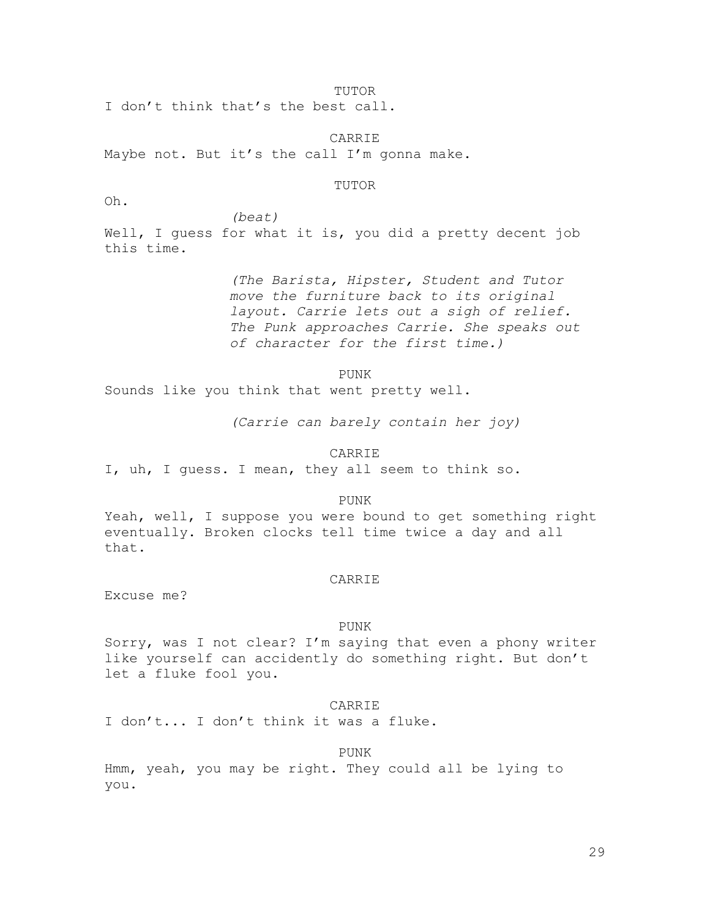TUTOR

I don't think that's the best call.

CARRIE

Maybe not. But it's the call I'm gonna make.

TUTOR

Oh.

*(beat)*

Well, I guess for what it is, you did a pretty decent job this time.

*(The Barista, Hipster, Student and Tutor move the furniture back to its original layout. Carrie lets out a sigh of relief. The Punk approaches Carrie. She speaks out of character for the first time.)*

PUNK

Sounds like you think that went pretty well.

*(Carrie can barely contain her joy)*

CARRIE

I, uh, I guess. I mean, they all seem to think so.

PUNK

Yeah, well, I suppose you were bound to get something right eventually. Broken clocks tell time twice a day and all that.

CARRIE

Excuse me?

PUNK

Sorry, was I not clear? I'm saying that even a phony writer like yourself can accidently do something right. But don't let a fluke fool you.

CARRIE

I don't... I don't think it was a fluke.

PUNK

Hmm, yeah, you may be right. They could all be lying to you.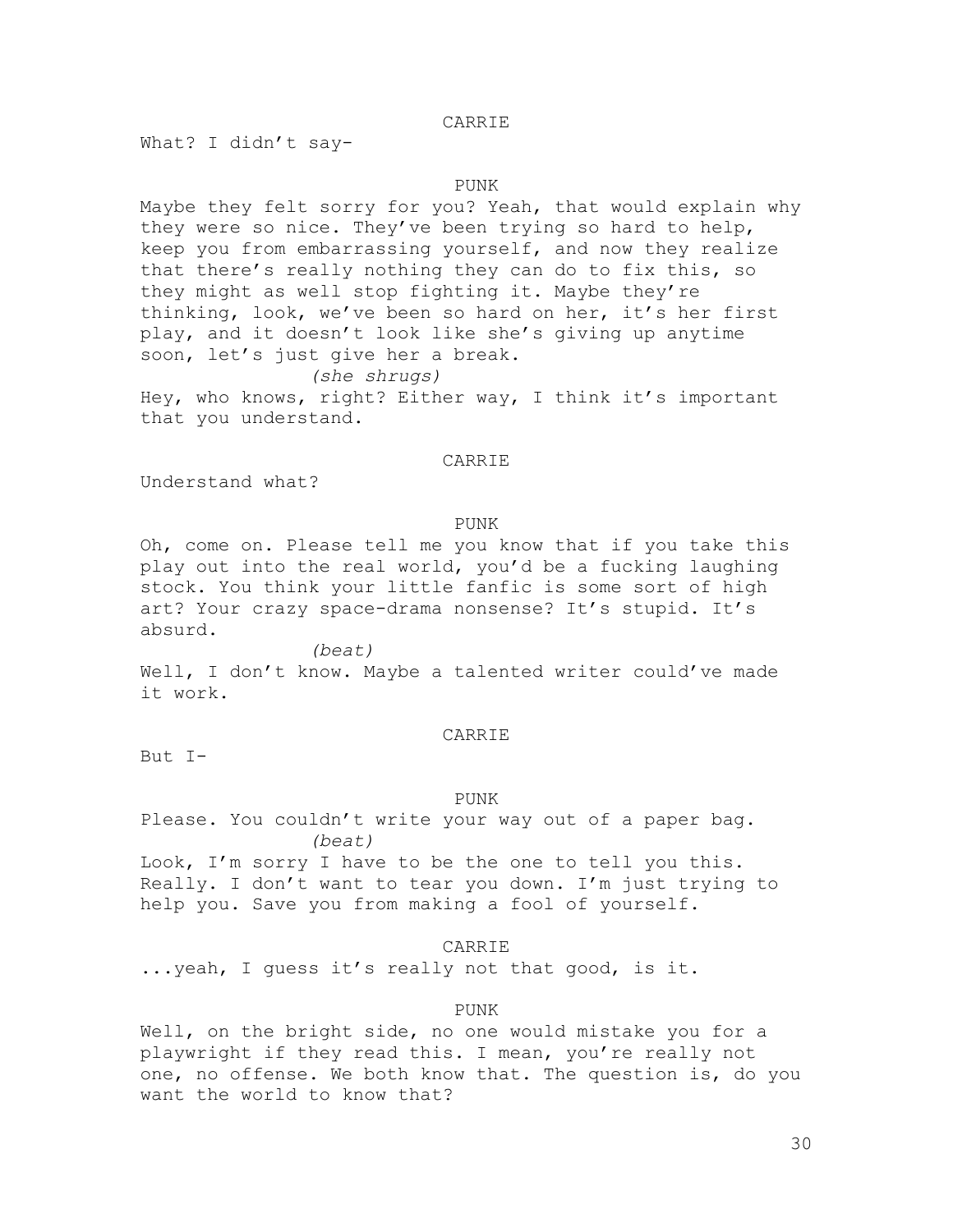CARRIE

What? I didn't say-

PUNK

Maybe they felt sorry for you? Yeah, that would explain why they were so nice. They've been trying so hard to help, keep you from embarrassing yourself, and now they realize that there's really nothing they can do to fix this, so they might as well stop fighting it. Maybe they're thinking, look, we've been so hard on her, it's her first play, and it doesn't look like she's giving up anytime soon, let's just give her a break.

*(she shrugs)*

Hey, who knows, right? Either way, I think it's important that you understand.

CARRIE

Understand what?

PUNK

Oh, come on. Please tell me you know that if you take this play out into the real world, you'd be a fucking laughing stock. You think your little fanfic is some sort of high art? Your crazy space-drama nonsense? It's stupid. It's absurd.

*(beat)*

Well, I don't know. Maybe a talented writer could've made it work.

CARRIE

But I-

PUNK

Please. You couldn't write your way out of a paper bag.

*(beat)*

Look, I'm sorry I have to be the one to tell you this. Really. I don't want to tear you down. I'm just trying to help you. Save you from making a fool of yourself.

CARRIE

...yeah, I guess it's really not that good, is it.

PUNK

Well, on the bright side, no one would mistake you for a playwright if they read this. I mean, you're really not one, no offense. We both know that. The question is, do you want the world to know that?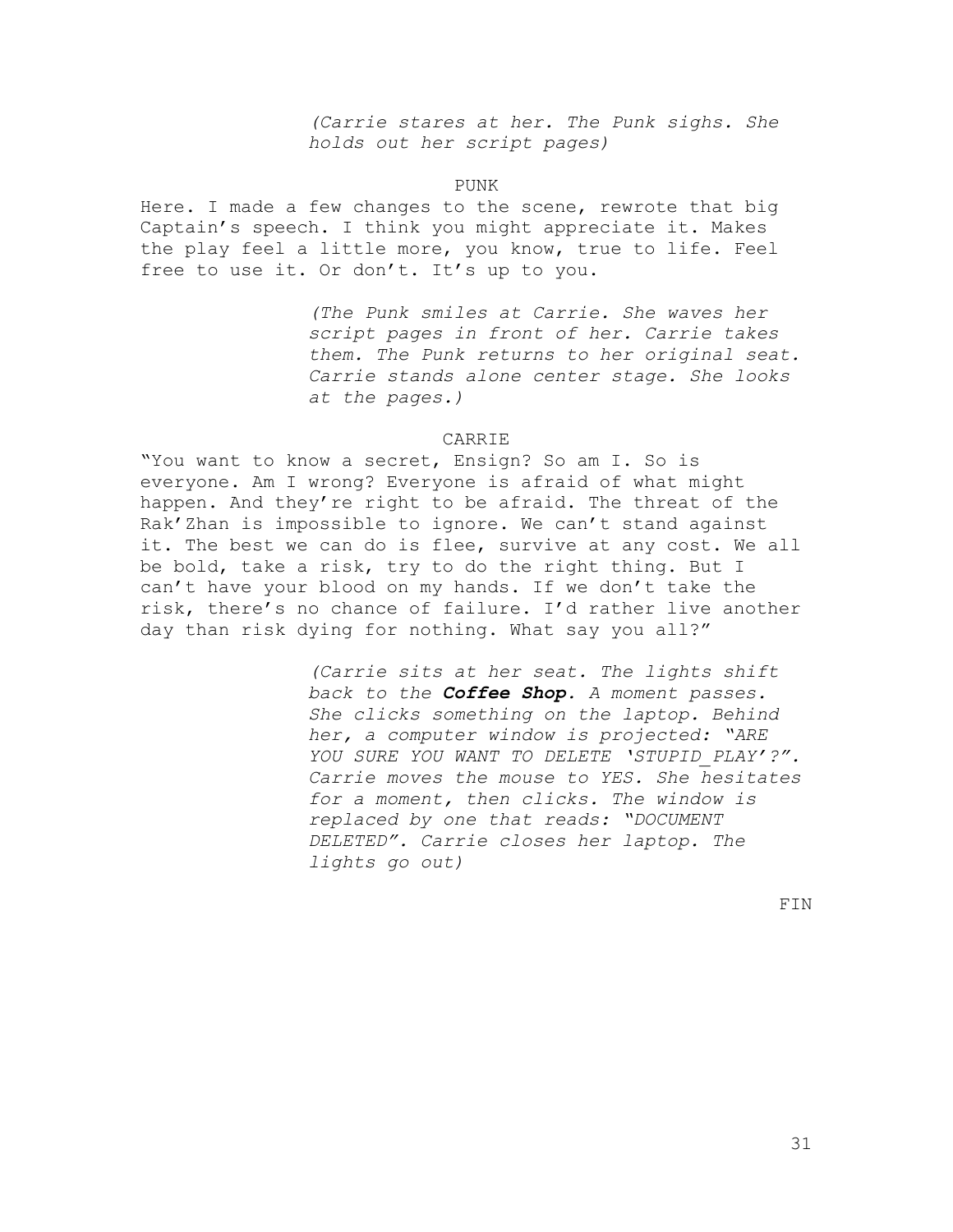*(Carrie stares at her. The Punk sighs. She holds out her script pages)*

PUNK

Here. I made a few changes to the scene, rewrote that big Captain's speech. I think you might appreciate it. Makes the play feel a little more, you know, true to life. Feel free to use it. Or don't. It's up to you.

*(The Punk smiles at Carrie. She waves her script pages in front of her. Carrie takes them. The Punk returns to her original seat. Carrie stands alone center stage. She looks at the pages.)*

CARRIE

"You want to know a secret, Ensign? So am I. So is everyone. Am I wrong? Everyone is afraid of what might happen. And they're right to be afraid. The threat of the Rak'Zhan is impossible to ignore. We can't stand against it. The best we can do is flee, survive at any cost. We all be bold, take a risk, try to do the right thing. But I can't have your blood on my hands. If we don't take the risk, there's no chance of failure. I'd rather live another day than risk dying for nothing. What say you all?"

*(Carrie sits at her seat. The lights shift back to the* ***Coffee Shop****. A moment passes. She clicks something on the laptop. Behind her, a computer window is projected: "ARE YOU SURE YOU WANT TO DELETE 'STUPID_PLAY'?". Carrie moves the mouse to YES. She hesitates for a moment, then clicks. The window is replaced by one that reads: "DOCUMENT DELETED". Carrie closes her laptop. The lights go out)*

FIN